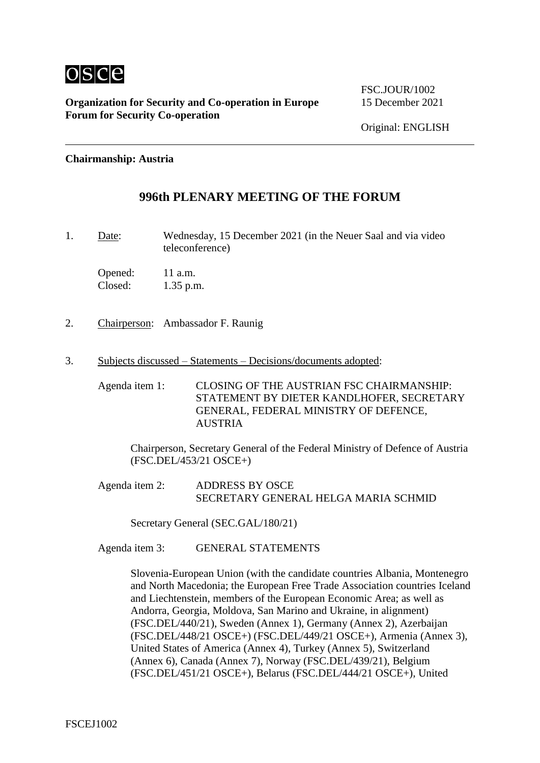osce

**Organization for Security and Co-operation in Europe**
**Forum for Security Co-operation**

FSC.JOUR/1002
15 December 2021

Original: ENGLISH

**Chairmanship: Austria**

## 996th PLENARY MEETING OF THE FORUM

1. Date: Wednesday, 15 December 2021 (in the Neuer Saal and via video teleconference)

   Opened: 11 a.m.
   Closed: 1.35 p.m.

2. Chairperson: Ambassador F. Raunig

3. Subjects discussed – Statements – Decisions/documents adopted:

   Agenda item 1: CLOSING OF THE AUSTRIAN FSC CHAIRMANSHIP: STATEMENT BY DIETER KANDLHOFER, SECRETARY GENERAL, FEDERAL MINISTRY OF DEFENCE, AUSTRIA

   Chairperson, Secretary General of the Federal Ministry of Defence of Austria (FSC.DEL/453/21 OSCE+)

   Agenda item 2: ADDRESS BY OSCE SECRETARY GENERAL HELGA MARIA SCHMID

   Secretary General (SEC.GAL/180/21)

   Agenda item 3: GENERAL STATEMENTS

   Slovenia-European Union (with the candidate countries Albania, Montenegro and North Macedonia; the European Free Trade Association countries Iceland and Liechtenstein, members of the European Economic Area; as well as Andorra, Georgia, Moldova, San Marino and Ukraine, in alignment) (FSC.DEL/440/21), Sweden (Annex 1), Germany (Annex 2), Azerbaijan (FSC.DEL/448/21 OSCE+) (FSC.DEL/449/21 OSCE+), Armenia (Annex 3), United States of America (Annex 4), Turkey (Annex 5), Switzerland (Annex 6), Canada (Annex 7), Norway (FSC.DEL/439/21), Belgium (FSC.DEL/451/21 OSCE+), Belarus (FSC.DEL/444/21 OSCE+), United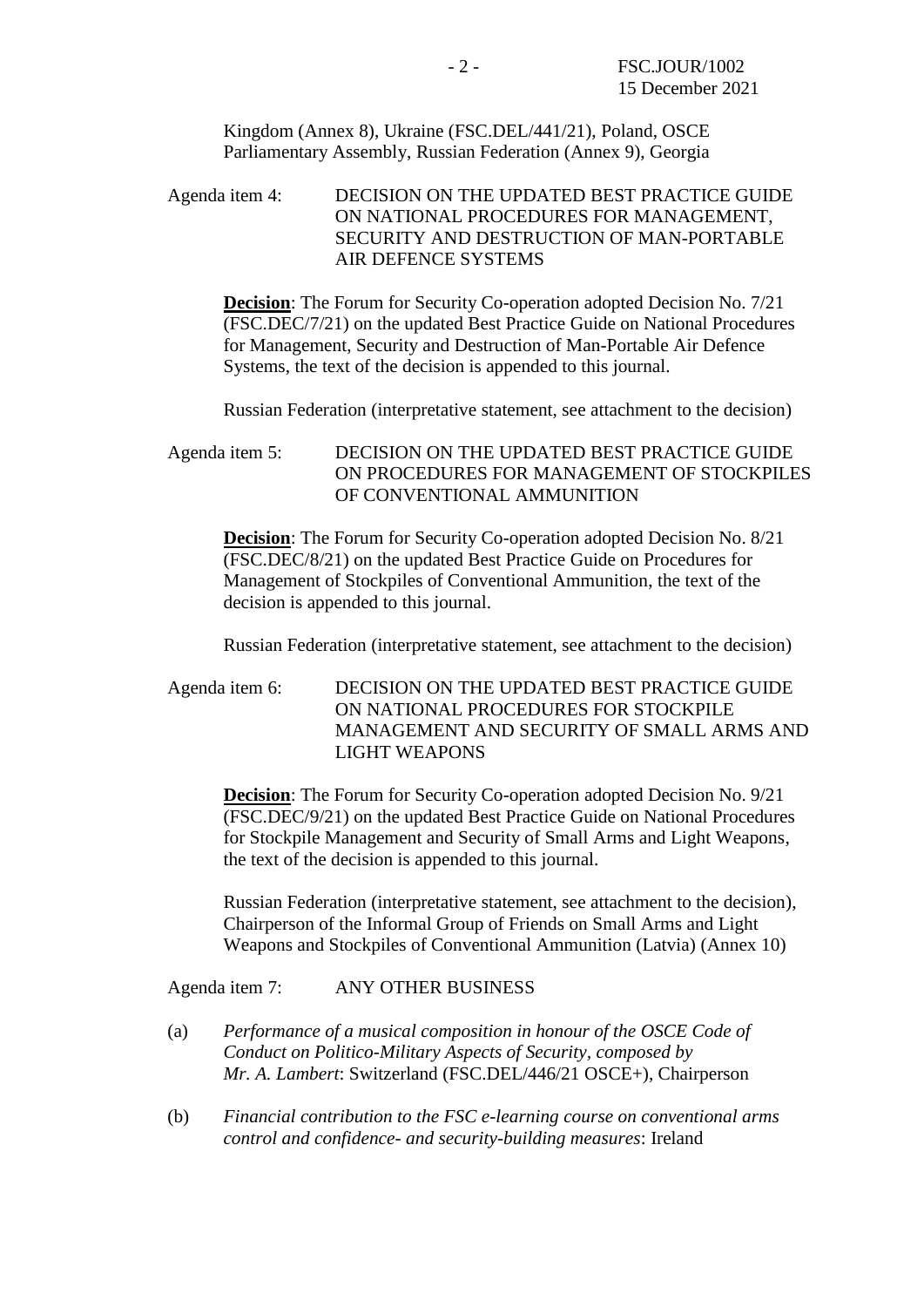Kingdom (Annex 8), Ukraine (FSC.DEL/441/21), Poland, OSCE Parliamentary Assembly, Russian Federation (Annex 9), Georgia

Agenda item 4: DECISION ON THE UPDATED BEST PRACTICE GUIDE ON NATIONAL PROCEDURES FOR MANAGEMENT, SECURITY AND DESTRUCTION OF MAN-PORTABLE AIR DEFENCE SYSTEMS

**Decision**: The Forum for Security Co-operation adopted Decision No. 7/21 (FSC.DEC/7/21) on the updated Best Practice Guide on National Procedures for Management, Security and Destruction of Man-Portable Air Defence Systems, the text of the decision is appended to this journal.

Russian Federation (interpretative statement, see attachment to the decision)

Agenda item 5: DECISION ON THE UPDATED BEST PRACTICE GUIDE ON PROCEDURES FOR MANAGEMENT OF STOCKPILES OF CONVENTIONAL AMMUNITION

**Decision**: The Forum for Security Co-operation adopted Decision No. 8/21 (FSC.DEC/8/21) on the updated Best Practice Guide on Procedures for Management of Stockpiles of Conventional Ammunition, the text of the decision is appended to this journal.

Russian Federation (interpretative statement, see attachment to the decision)

Agenda item 6: DECISION ON THE UPDATED BEST PRACTICE GUIDE ON NATIONAL PROCEDURES FOR STOCKPILE MANAGEMENT AND SECURITY OF SMALL ARMS AND LIGHT WEAPONS

**Decision**: The Forum for Security Co-operation adopted Decision No. 9/21 (FSC.DEC/9/21) on the updated Best Practice Guide on National Procedures for Stockpile Management and Security of Small Arms and Light Weapons, the text of the decision is appended to this journal.

Russian Federation (interpretative statement, see attachment to the decision), Chairperson of the Informal Group of Friends on Small Arms and Light Weapons and Stockpiles of Conventional Ammunition (Latvia) (Annex 10)

Agenda item 7: ANY OTHER BUSINESS

(a) *Performance of a musical composition in honour of the OSCE Code of Conduct on Politico-Military Aspects of Security, composed by Mr. A. Lambert*: Switzerland (FSC.DEL/446/21 OSCE+), Chairperson

(b) *Financial contribution to the FSC e-learning course on conventional arms control and confidence- and security-building measures*: Ireland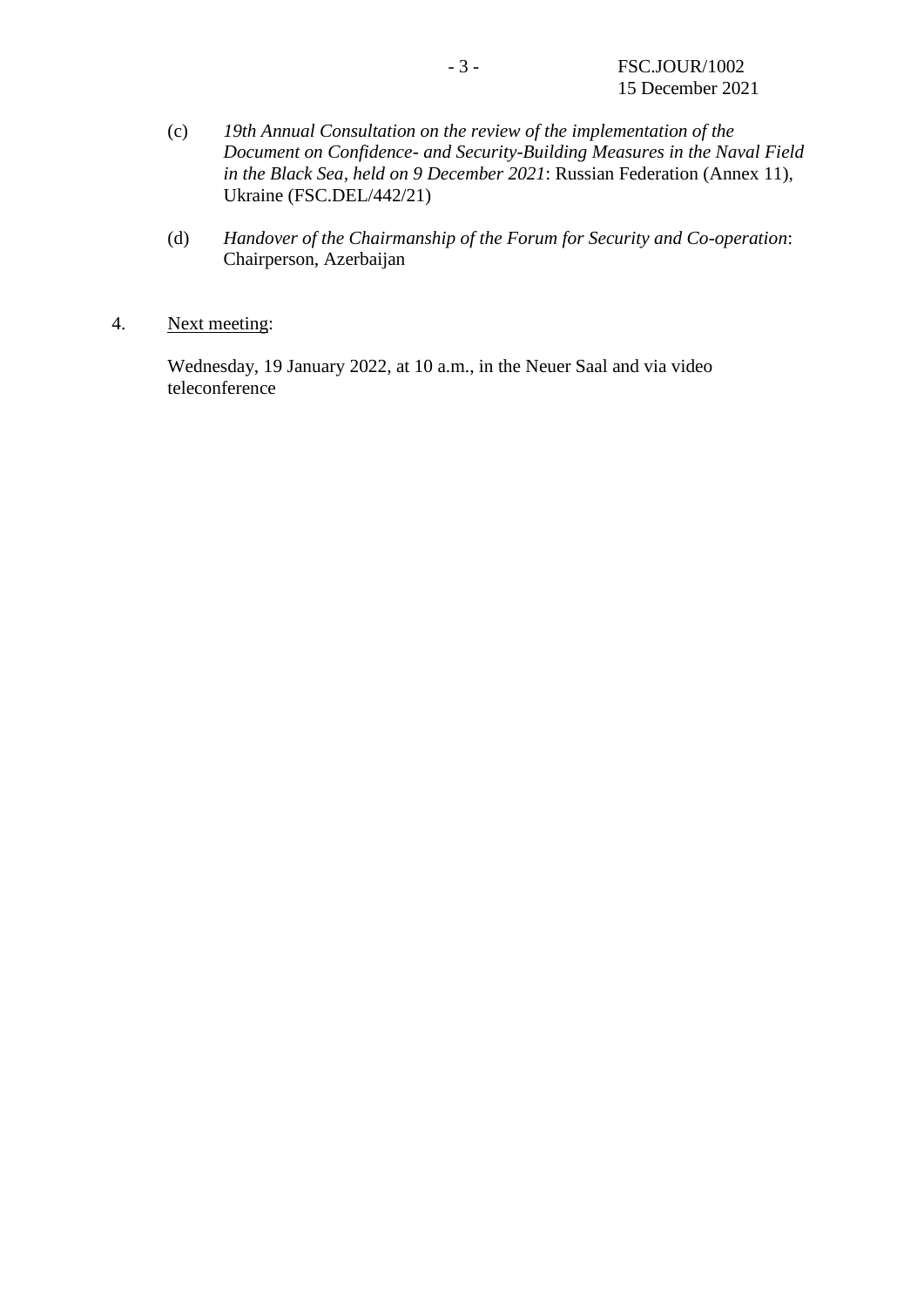(c) *19th Annual Consultation on the review of the implementation of the Document on Confidence- and Security-Building Measures in the Naval Field in the Black Sea, held on 9 December 2021*: Russian Federation (Annex 11), Ukraine (FSC.DEL/442/21)

(d) *Handover of the Chairmanship of the Forum for Security and Co-operation*: Chairperson, Azerbaijan

4. Next meeting:

Wednesday, 19 January 2022, at 10 a.m., in the Neuer Saal and via video teleconference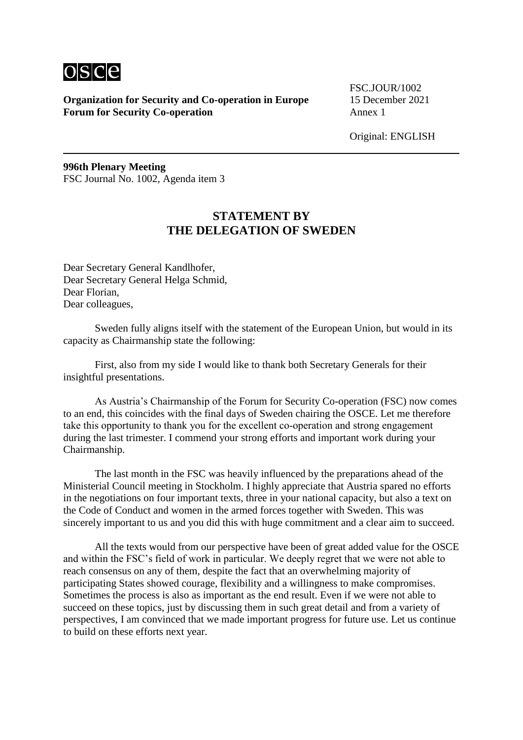**Organization for Security and Co-operation in Europe**
**Forum for Security Co-operation**

FSC.JOUR/1002
15 December 2021
Annex 1

Original: ENGLISH

---

**996th Plenary Meeting**
FSC Journal No. 1002, Agenda item 3

## STATEMENT BY THE DELEGATION OF SWEDEN

Dear Secretary General Kandlhofer,
Dear Secretary General Helga Schmid,
Dear Florian,
Dear colleagues,

Sweden fully aligns itself with the statement of the European Union, but would in its capacity as Chairmanship state the following:

First, also from my side I would like to thank both Secretary Generals for their insightful presentations.

As Austria's Chairmanship of the Forum for Security Co-operation (FSC) now comes to an end, this coincides with the final days of Sweden chairing the OSCE. Let me therefore take this opportunity to thank you for the excellent co-operation and strong engagement during the last trimester. I commend your strong efforts and important work during your Chairmanship.

The last month in the FSC was heavily influenced by the preparations ahead of the Ministerial Council meeting in Stockholm. I highly appreciate that Austria spared no efforts in the negotiations on four important texts, three in your national capacity, but also a text on the Code of Conduct and women in the armed forces together with Sweden. This was sincerely important to us and you did this with huge commitment and a clear aim to succeed.

All the texts would from our perspective have been of great added value for the OSCE and within the FSC's field of work in particular. We deeply regret that we were not able to reach consensus on any of them, despite the fact that an overwhelming majority of participating States showed courage, flexibility and a willingness to make compromises. Sometimes the process is also as important as the end result. Even if we were not able to succeed on these topics, just by discussing them in such great detail and from a variety of perspectives, I am convinced that we made important progress for future use. Let us continue to build on these efforts next year.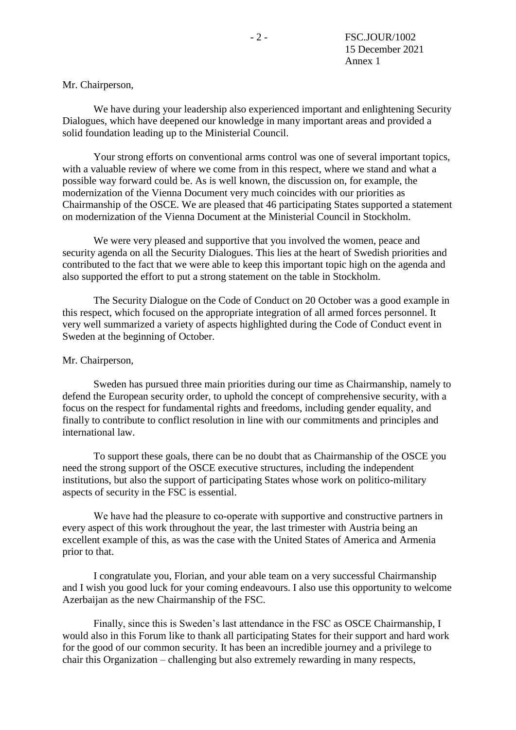Mr. Chairperson,

We have during your leadership also experienced important and enlightening Security Dialogues, which have deepened our knowledge in many important areas and provided a solid foundation leading up to the Ministerial Council.

Your strong efforts on conventional arms control was one of several important topics, with a valuable review of where we come from in this respect, where we stand and what a possible way forward could be. As is well known, the discussion on, for example, the modernization of the Vienna Document very much coincides with our priorities as Chairmanship of the OSCE. We are pleased that 46 participating States supported a statement on modernization of the Vienna Document at the Ministerial Council in Stockholm.

We were very pleased and supportive that you involved the women, peace and security agenda on all the Security Dialogues. This lies at the heart of Swedish priorities and contributed to the fact that we were able to keep this important topic high on the agenda and also supported the effort to put a strong statement on the table in Stockholm.

The Security Dialogue on the Code of Conduct on 20 October was a good example in this respect, which focused on the appropriate integration of all armed forces personnel. It very well summarized a variety of aspects highlighted during the Code of Conduct event in Sweden at the beginning of October.

Mr. Chairperson,

Sweden has pursued three main priorities during our time as Chairmanship, namely to defend the European security order, to uphold the concept of comprehensive security, with a focus on the respect for fundamental rights and freedoms, including gender equality, and finally to contribute to conflict resolution in line with our commitments and principles and international law.

To support these goals, there can be no doubt that as Chairmanship of the OSCE you need the strong support of the OSCE executive structures, including the independent institutions, but also the support of participating States whose work on politico-military aspects of security in the FSC is essential.

We have had the pleasure to co-operate with supportive and constructive partners in every aspect of this work throughout the year, the last trimester with Austria being an excellent example of this, as was the case with the United States of America and Armenia prior to that.

I congratulate you, Florian, and your able team on a very successful Chairmanship and I wish you good luck for your coming endeavours. I also use this opportunity to welcome Azerbaijan as the new Chairmanship of the FSC.

Finally, since this is Sweden's last attendance in the FSC as OSCE Chairmanship, I would also in this Forum like to thank all participating States for their support and hard work for the good of our common security. It has been an incredible journey and a privilege to chair this Organization – challenging but also extremely rewarding in many respects,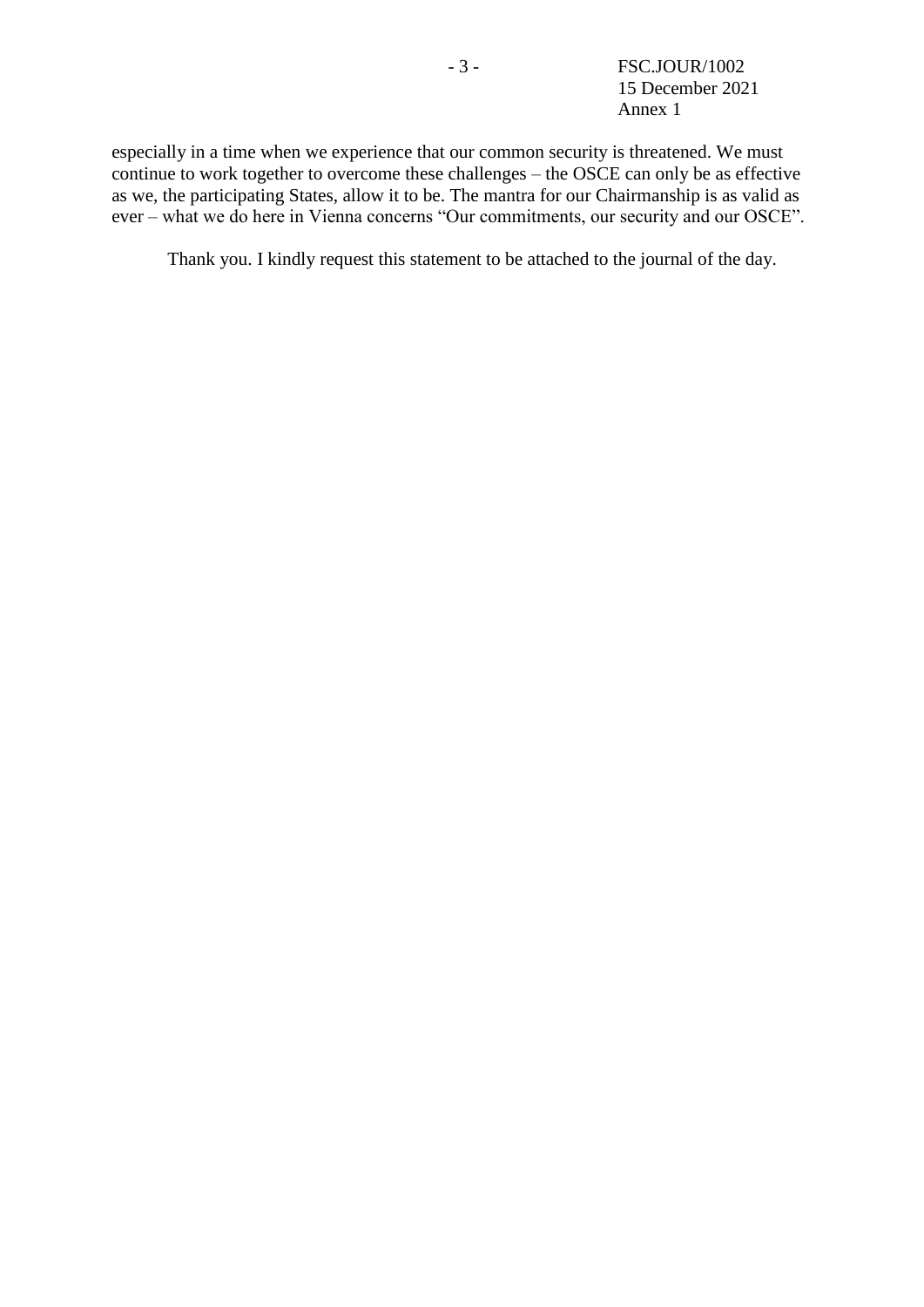especially in a time when we experience that our common security is threatened. We must continue to work together to overcome these challenges – the OSCE can only be as effective as we, the participating States, allow it to be. The mantra for our Chairmanship is as valid as ever – what we do here in Vienna concerns "Our commitments, our security and our OSCE".

Thank you. I kindly request this statement to be attached to the journal of the day.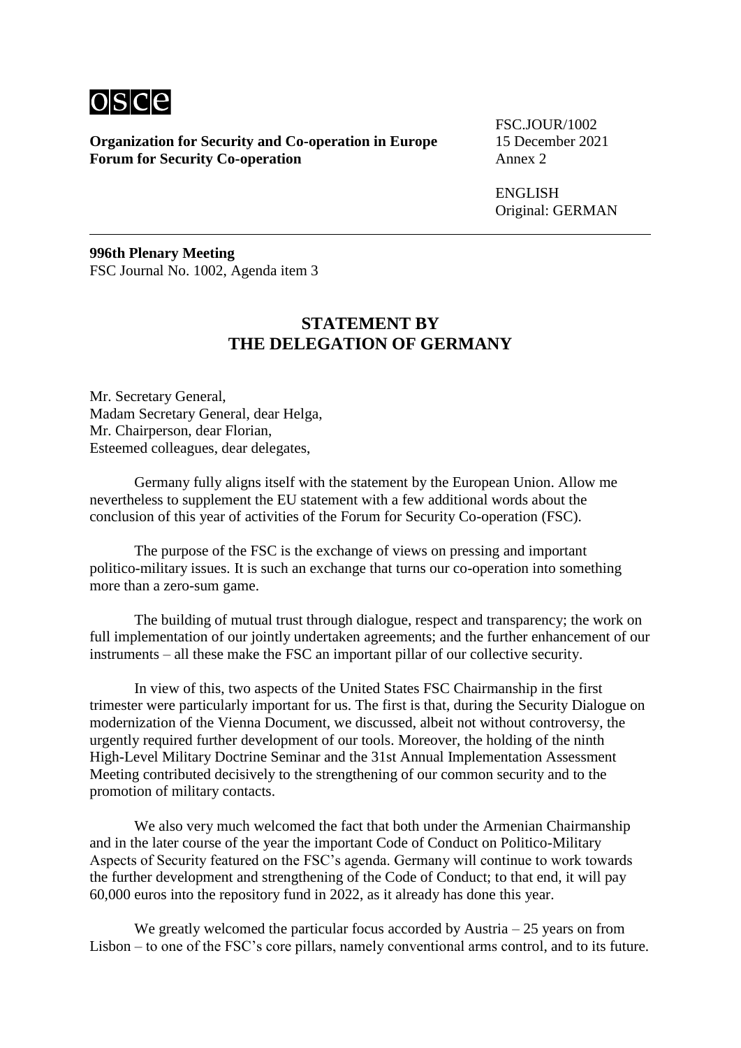osce

**Organization for Security and Co-operation in Europe**
**Forum for Security Co-operation**

FSC.JOUR/1002
15 December 2021
Annex 2

ENGLISH
Original: GERMAN

**996th Plenary Meeting**
FSC Journal No. 1002, Agenda item 3

## STATEMENT BY THE DELEGATION OF GERMANY

Mr. Secretary General,
Madam Secretary General, dear Helga,
Mr. Chairperson, dear Florian,
Esteemed colleagues, dear delegates,

Germany fully aligns itself with the statement by the European Union. Allow me nevertheless to supplement the EU statement with a few additional words about the conclusion of this year of activities of the Forum for Security Co-operation (FSC).

The purpose of the FSC is the exchange of views on pressing and important politico-military issues. It is such an exchange that turns our co-operation into something more than a zero-sum game.

The building of mutual trust through dialogue, respect and transparency; the work on full implementation of our jointly undertaken agreements; and the further enhancement of our instruments – all these make the FSC an important pillar of our collective security.

In view of this, two aspects of the United States FSC Chairmanship in the first trimester were particularly important for us. The first is that, during the Security Dialogue on modernization of the Vienna Document, we discussed, albeit not without controversy, the urgently required further development of our tools. Moreover, the holding of the ninth High-Level Military Doctrine Seminar and the 31st Annual Implementation Assessment Meeting contributed decisively to the strengthening of our common security and to the promotion of military contacts.

We also very much welcomed the fact that both under the Armenian Chairmanship and in the later course of the year the important Code of Conduct on Politico-Military Aspects of Security featured on the FSC's agenda. Germany will continue to work towards the further development and strengthening of the Code of Conduct; to that end, it will pay 60,000 euros into the repository fund in 2022, as it already has done this year.

We greatly welcomed the particular focus accorded by Austria – 25 years on from Lisbon – to one of the FSC's core pillars, namely conventional arms control, and to its future.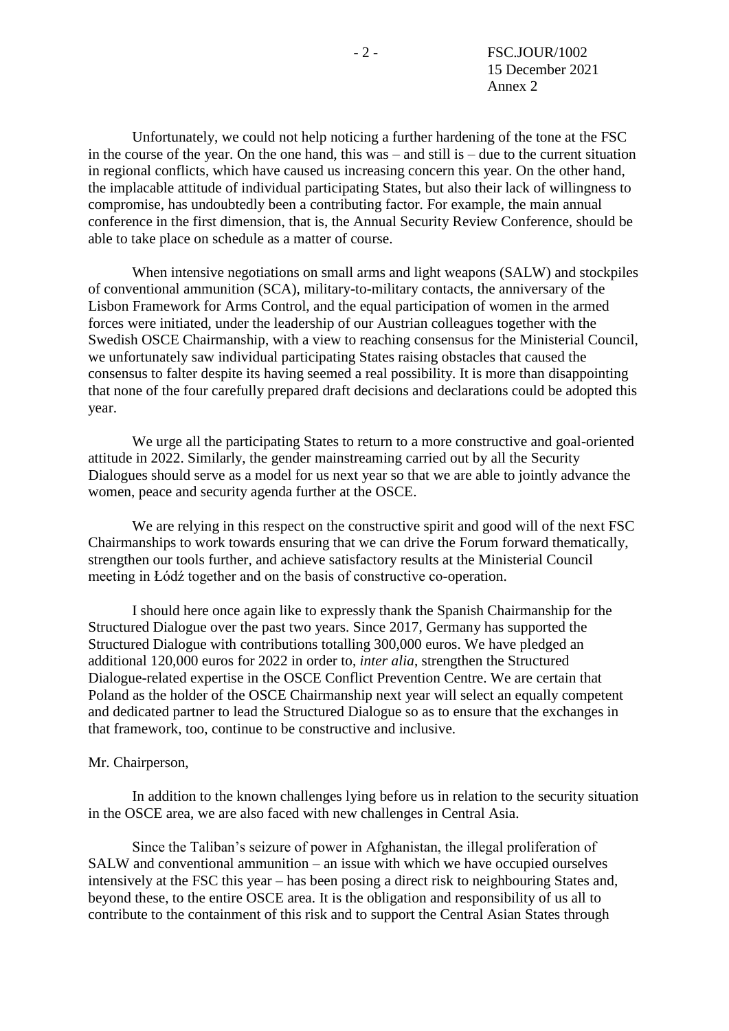Unfortunately, we could not help noticing a further hardening of the tone at the FSC in the course of the year. On the one hand, this was – and still is – due to the current situation in regional conflicts, which have caused us increasing concern this year. On the other hand, the implacable attitude of individual participating States, but also their lack of willingness to compromise, has undoubtedly been a contributing factor. For example, the main annual conference in the first dimension, that is, the Annual Security Review Conference, should be able to take place on schedule as a matter of course.

When intensive negotiations on small arms and light weapons (SALW) and stockpiles of conventional ammunition (SCA), military-to-military contacts, the anniversary of the Lisbon Framework for Arms Control, and the equal participation of women in the armed forces were initiated, under the leadership of our Austrian colleagues together with the Swedish OSCE Chairmanship, with a view to reaching consensus for the Ministerial Council, we unfortunately saw individual participating States raising obstacles that caused the consensus to falter despite its having seemed a real possibility. It is more than disappointing that none of the four carefully prepared draft decisions and declarations could be adopted this year.

We urge all the participating States to return to a more constructive and goal-oriented attitude in 2022. Similarly, the gender mainstreaming carried out by all the Security Dialogues should serve as a model for us next year so that we are able to jointly advance the women, peace and security agenda further at the OSCE.

We are relying in this respect on the constructive spirit and good will of the next FSC Chairmanships to work towards ensuring that we can drive the Forum forward thematically, strengthen our tools further, and achieve satisfactory results at the Ministerial Council meeting in Łódź together and on the basis of constructive co-operation.

I should here once again like to expressly thank the Spanish Chairmanship for the Structured Dialogue over the past two years. Since 2017, Germany has supported the Structured Dialogue with contributions totalling 300,000 euros. We have pledged an additional 120,000 euros for 2022 in order to, *inter alia*, strengthen the Structured Dialogue-related expertise in the OSCE Conflict Prevention Centre. We are certain that Poland as the holder of the OSCE Chairmanship next year will select an equally competent and dedicated partner to lead the Structured Dialogue so as to ensure that the exchanges in that framework, too, continue to be constructive and inclusive.

Mr. Chairperson,

In addition to the known challenges lying before us in relation to the security situation in the OSCE area, we are also faced with new challenges in Central Asia.

Since the Taliban's seizure of power in Afghanistan, the illegal proliferation of SALW and conventional ammunition – an issue with which we have occupied ourselves intensively at the FSC this year – has been posing a direct risk to neighbouring States and, beyond these, to the entire OSCE area. It is the obligation and responsibility of us all to contribute to the containment of this risk and to support the Central Asian States through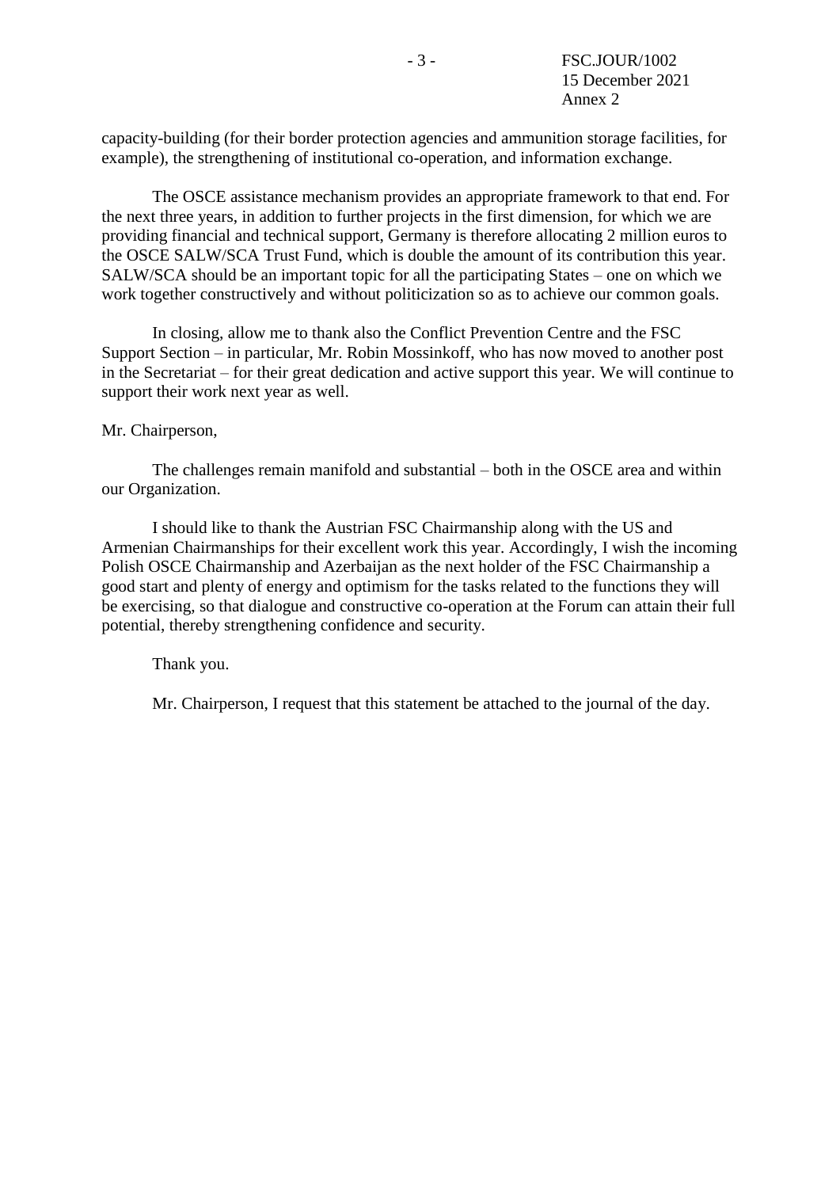capacity-building (for their border protection agencies and ammunition storage facilities, for example), the strengthening of institutional co-operation, and information exchange.

The OSCE assistance mechanism provides an appropriate framework to that end. For the next three years, in addition to further projects in the first dimension, for which we are providing financial and technical support, Germany is therefore allocating 2 million euros to the OSCE SALW/SCA Trust Fund, which is double the amount of its contribution this year. SALW/SCA should be an important topic for all the participating States – one on which we work together constructively and without politicization so as to achieve our common goals.

In closing, allow me to thank also the Conflict Prevention Centre and the FSC Support Section – in particular, Mr. Robin Mossinkoff, who has now moved to another post in the Secretariat – for their great dedication and active support this year. We will continue to support their work next year as well.

Mr. Chairperson,

The challenges remain manifold and substantial – both in the OSCE area and within our Organization.

I should like to thank the Austrian FSC Chairmanship along with the US and Armenian Chairmanships for their excellent work this year. Accordingly, I wish the incoming Polish OSCE Chairmanship and Azerbaijan as the next holder of the FSC Chairmanship a good start and plenty of energy and optimism for the tasks related to the functions they will be exercising, so that dialogue and constructive co-operation at the Forum can attain their full potential, thereby strengthening confidence and security.

Thank you.

Mr. Chairperson, I request that this statement be attached to the journal of the day.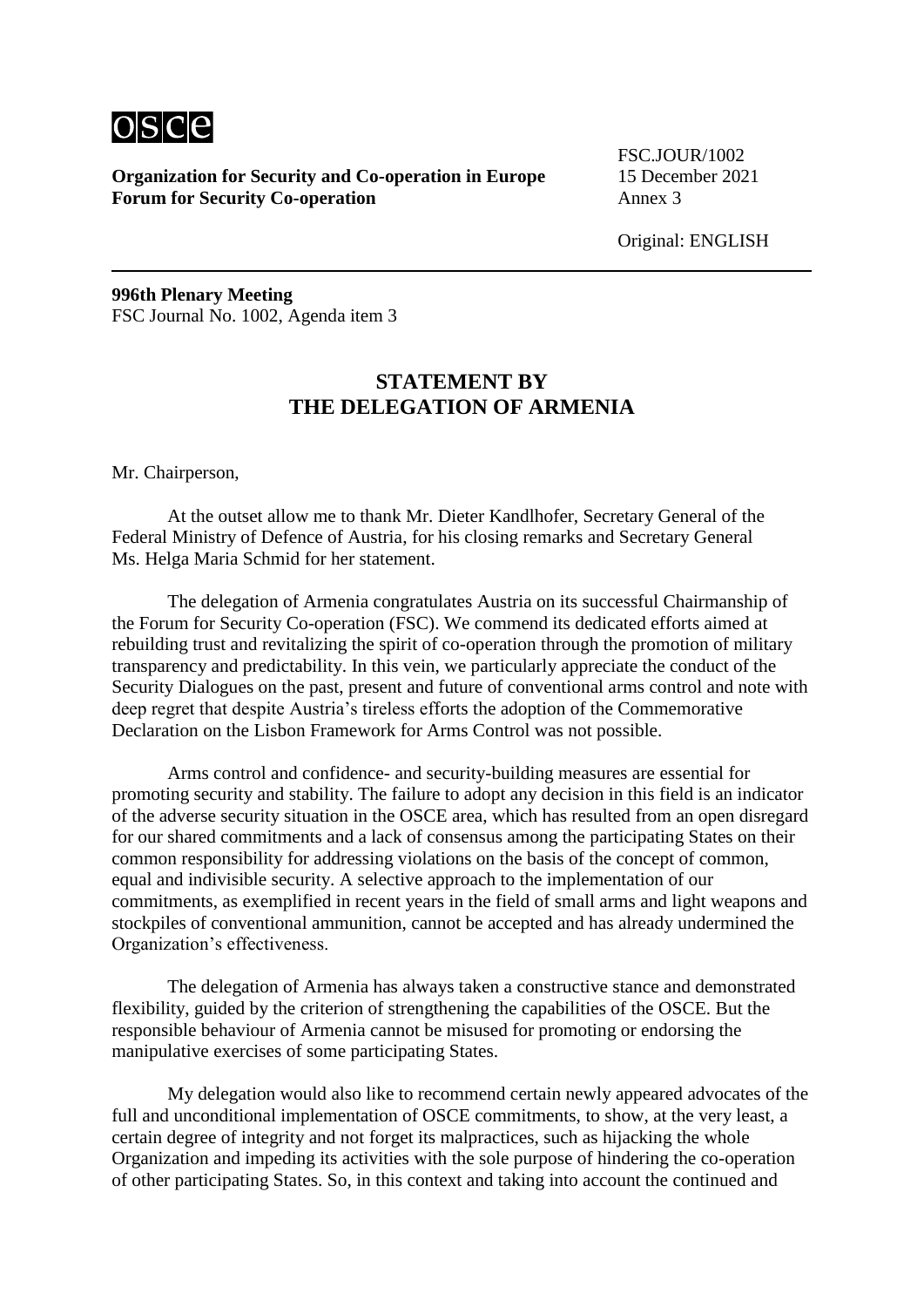Organization for Security and Co-operation in Europe
Forum for Security Co-operation

FSC.JOUR/1002
15 December 2021
Annex 3

Original: ENGLISH

**996th Plenary Meeting**
FSC Journal No. 1002, Agenda item 3

## STATEMENT BY THE DELEGATION OF ARMENIA

Mr. Chairperson,

At the outset allow me to thank Mr. Dieter Kandlhofer, Secretary General of the Federal Ministry of Defence of Austria, for his closing remarks and Secretary General Ms. Helga Maria Schmid for her statement.

The delegation of Armenia congratulates Austria on its successful Chairmanship of the Forum for Security Co-operation (FSC). We commend its dedicated efforts aimed at rebuilding trust and revitalizing the spirit of co-operation through the promotion of military transparency and predictability. In this vein, we particularly appreciate the conduct of the Security Dialogues on the past, present and future of conventional arms control and note with deep regret that despite Austria's tireless efforts the adoption of the Commemorative Declaration on the Lisbon Framework for Arms Control was not possible.

Arms control and confidence- and security-building measures are essential for promoting security and stability. The failure to adopt any decision in this field is an indicator of the adverse security situation in the OSCE area, which has resulted from an open disregard for our shared commitments and a lack of consensus among the participating States on their common responsibility for addressing violations on the basis of the concept of common, equal and indivisible security. A selective approach to the implementation of our commitments, as exemplified in recent years in the field of small arms and light weapons and stockpiles of conventional ammunition, cannot be accepted and has already undermined the Organization's effectiveness.

The delegation of Armenia has always taken a constructive stance and demonstrated flexibility, guided by the criterion of strengthening the capabilities of the OSCE. But the responsible behaviour of Armenia cannot be misused for promoting or endorsing the manipulative exercises of some participating States.

My delegation would also like to recommend certain newly appeared advocates of the full and unconditional implementation of OSCE commitments, to show, at the very least, a certain degree of integrity and not forget its malpractices, such as hijacking the whole Organization and impeding its activities with the sole purpose of hindering the co-operation of other participating States. So, in this context and taking into account the continued and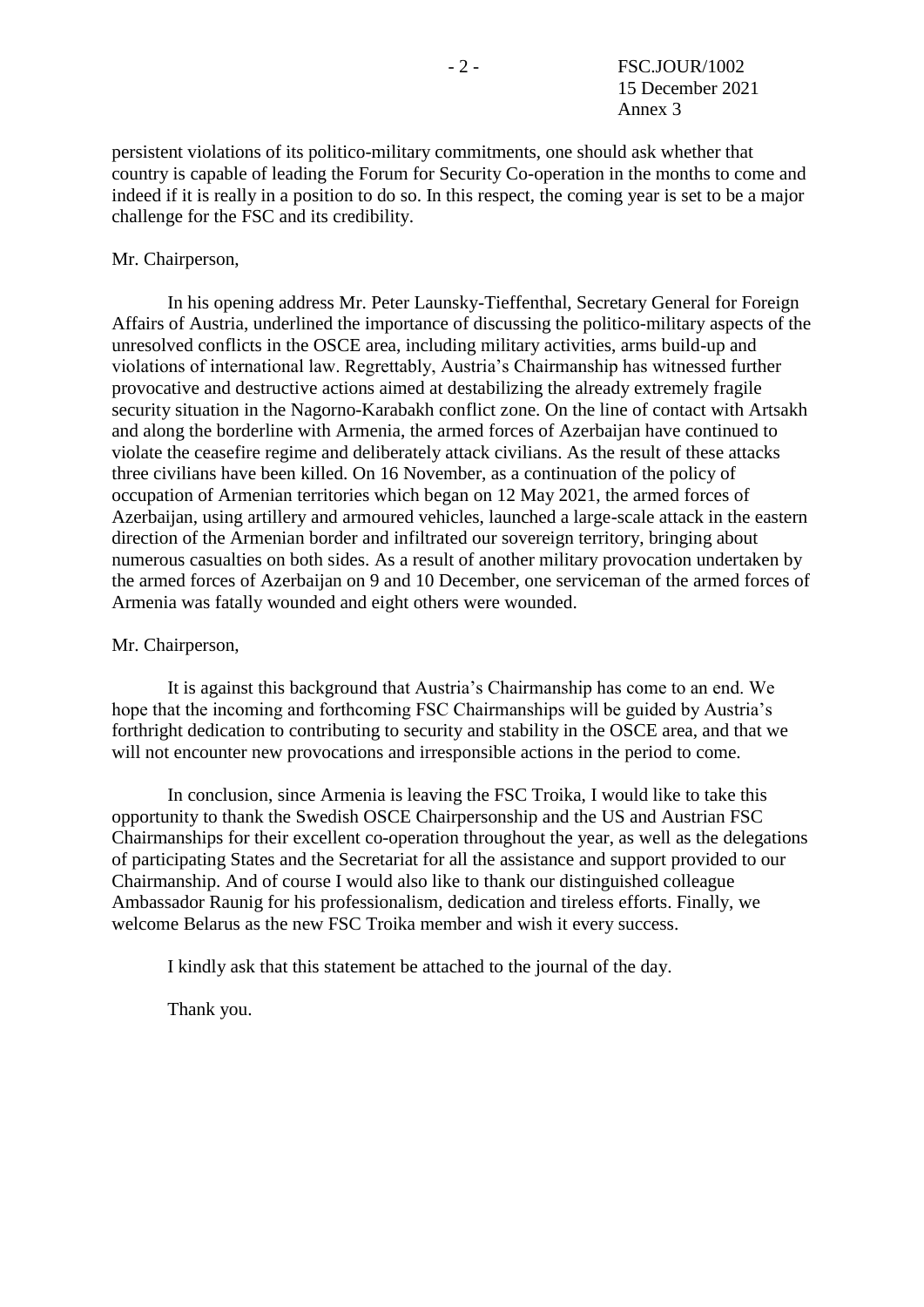persistent violations of its politico-military commitments, one should ask whether that country is capable of leading the Forum for Security Co-operation in the months to come and indeed if it is really in a position to do so. In this respect, the coming year is set to be a major challenge for the FSC and its credibility.

Mr. Chairperson,

In his opening address Mr. Peter Launsky-Tieffenthal, Secretary General for Foreign Affairs of Austria, underlined the importance of discussing the politico-military aspects of the unresolved conflicts in the OSCE area, including military activities, arms build-up and violations of international law. Regrettably, Austria's Chairmanship has witnessed further provocative and destructive actions aimed at destabilizing the already extremely fragile security situation in the Nagorno-Karabakh conflict zone. On the line of contact with Artsakh and along the borderline with Armenia, the armed forces of Azerbaijan have continued to violate the ceasefire regime and deliberately attack civilians. As the result of these attacks three civilians have been killed. On 16 November, as a continuation of the policy of occupation of Armenian territories which began on 12 May 2021, the armed forces of Azerbaijan, using artillery and armoured vehicles, launched a large-scale attack in the eastern direction of the Armenian border and infiltrated our sovereign territory, bringing about numerous casualties on both sides. As a result of another military provocation undertaken by the armed forces of Azerbaijan on 9 and 10 December, one serviceman of the armed forces of Armenia was fatally wounded and eight others were wounded.

Mr. Chairperson,

It is against this background that Austria's Chairmanship has come to an end. We hope that the incoming and forthcoming FSC Chairmanships will be guided by Austria's forthright dedication to contributing to security and stability in the OSCE area, and that we will not encounter new provocations and irresponsible actions in the period to come.

In conclusion, since Armenia is leaving the FSC Troika, I would like to take this opportunity to thank the Swedish OSCE Chairpersonship and the US and Austrian FSC Chairmanships for their excellent co-operation throughout the year, as well as the delegations of participating States and the Secretariat for all the assistance and support provided to our Chairmanship. And of course I would also like to thank our distinguished colleague Ambassador Raunig for his professionalism, dedication and tireless efforts. Finally, we welcome Belarus as the new FSC Troika member and wish it every success.

I kindly ask that this statement be attached to the journal of the day.

Thank you.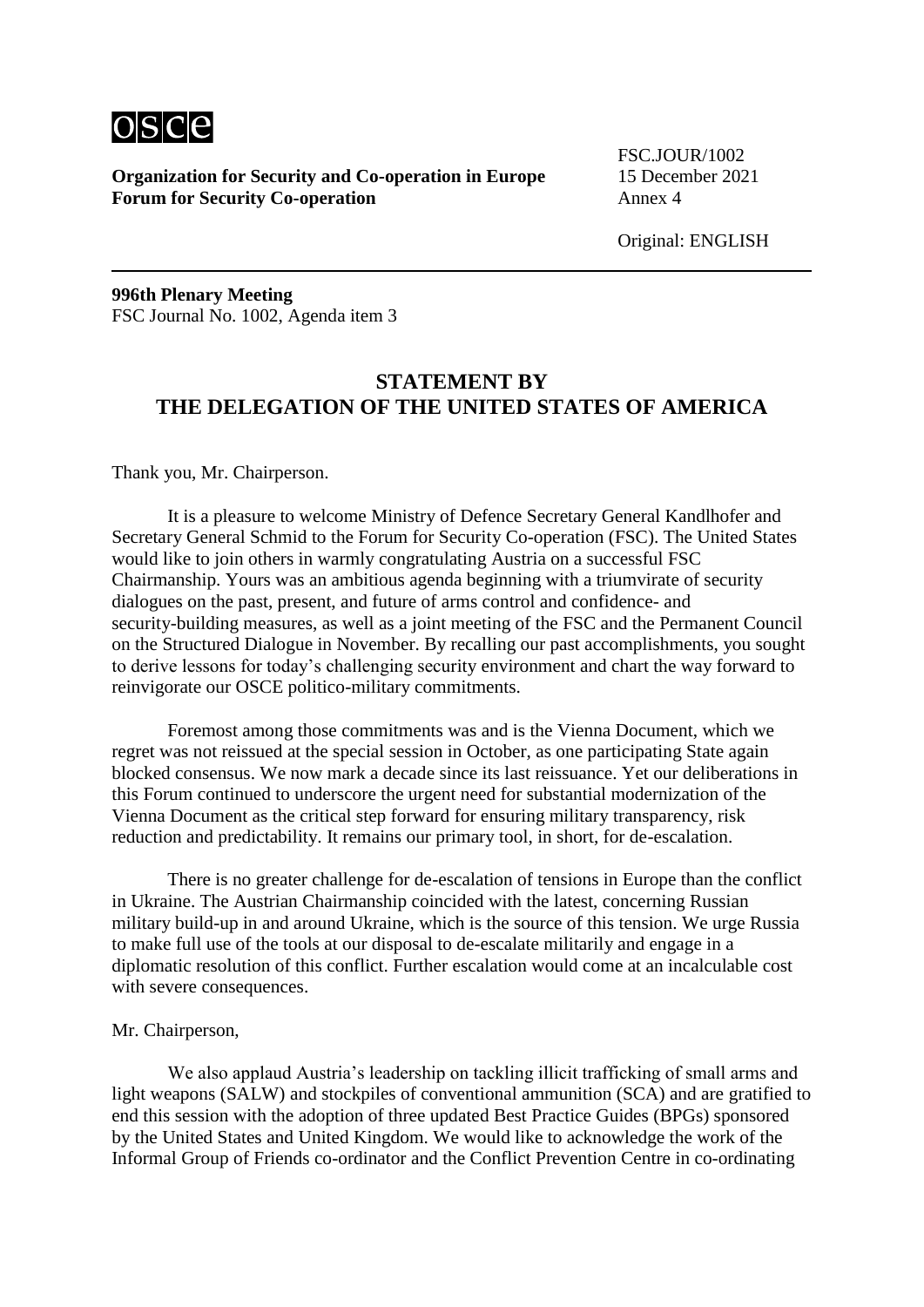osce

**Organization for Security and Co-operation in Europe**
**Forum for Security Co-operation**

FSC.JOUR/1002
15 December 2021
Annex 4

Original: ENGLISH

**996th Plenary Meeting**
FSC Journal No. 1002, Agenda item 3

## STATEMENT BY THE DELEGATION OF THE UNITED STATES OF AMERICA

Thank you, Mr. Chairperson.

It is a pleasure to welcome Ministry of Defence Secretary General Kandlhofer and Secretary General Schmid to the Forum for Security Co-operation (FSC). The United States would like to join others in warmly congratulating Austria on a successful FSC Chairmanship. Yours was an ambitious agenda beginning with a triumvirate of security dialogues on the past, present, and future of arms control and confidence- and security-building measures, as well as a joint meeting of the FSC and the Permanent Council on the Structured Dialogue in November. By recalling our past accomplishments, you sought to derive lessons for today's challenging security environment and chart the way forward to reinvigorate our OSCE politico-military commitments.

Foremost among those commitments was and is the Vienna Document, which we regret was not reissued at the special session in October, as one participating State again blocked consensus. We now mark a decade since its last reissuance. Yet our deliberations in this Forum continued to underscore the urgent need for substantial modernization of the Vienna Document as the critical step forward for ensuring military transparency, risk reduction and predictability. It remains our primary tool, in short, for de-escalation.

There is no greater challenge for de-escalation of tensions in Europe than the conflict in Ukraine. The Austrian Chairmanship coincided with the latest, concerning Russian military build-up in and around Ukraine, which is the source of this tension. We urge Russia to make full use of the tools at our disposal to de-escalate militarily and engage in a diplomatic resolution of this conflict. Further escalation would come at an incalculable cost with severe consequences.

Mr. Chairperson,

We also applaud Austria's leadership on tackling illicit trafficking of small arms and light weapons (SALW) and stockpiles of conventional ammunition (SCA) and are gratified to end this session with the adoption of three updated Best Practice Guides (BPGs) sponsored by the United States and United Kingdom. We would like to acknowledge the work of the Informal Group of Friends co-ordinator and the Conflict Prevention Centre in co-ordinating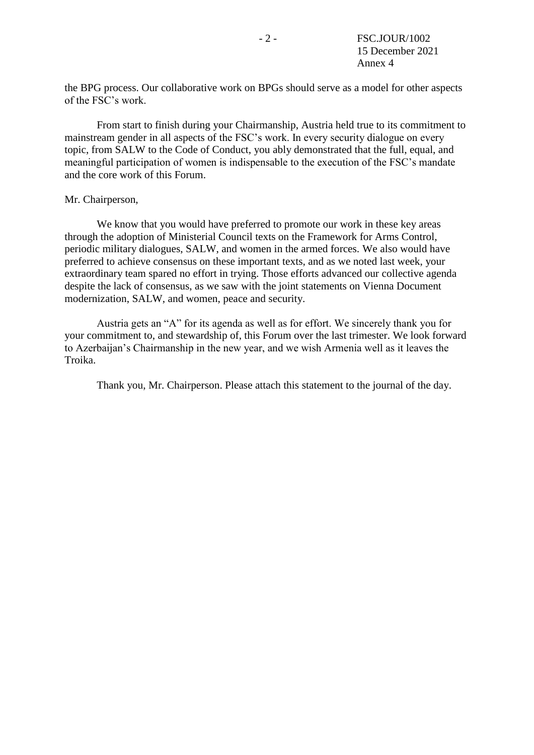the BPG process. Our collaborative work on BPGs should serve as a model for other aspects of the FSC's work.

From start to finish during your Chairmanship, Austria held true to its commitment to mainstream gender in all aspects of the FSC's work. In every security dialogue on every topic, from SALW to the Code of Conduct, you ably demonstrated that the full, equal, and meaningful participation of women is indispensable to the execution of the FSC's mandate and the core work of this Forum.

Mr. Chairperson,

We know that you would have preferred to promote our work in these key areas through the adoption of Ministerial Council texts on the Framework for Arms Control, periodic military dialogues, SALW, and women in the armed forces. We also would have preferred to achieve consensus on these important texts, and as we noted last week, your extraordinary team spared no effort in trying. Those efforts advanced our collective agenda despite the lack of consensus, as we saw with the joint statements on Vienna Document modernization, SALW, and women, peace and security.

Austria gets an "A" for its agenda as well as for effort. We sincerely thank you for your commitment to, and stewardship of, this Forum over the last trimester. We look forward to Azerbaijan's Chairmanship in the new year, and we wish Armenia well as it leaves the Troika.

Thank you, Mr. Chairperson. Please attach this statement to the journal of the day.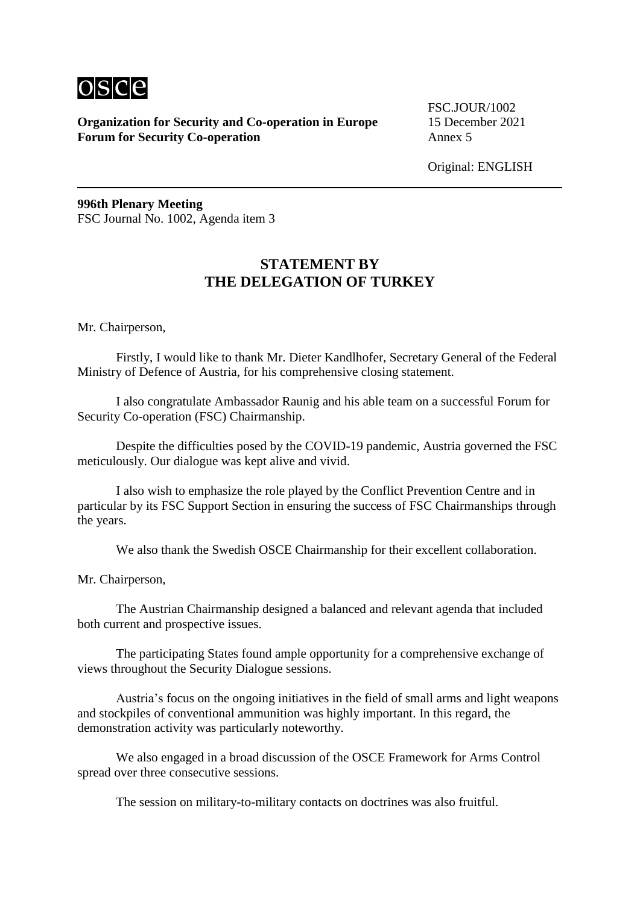osce

**Organization for Security and Co-operation in Europe**
**Forum for Security Co-operation**

FSC.JOUR/1002
15 December 2021
Annex 5

Original: ENGLISH

**996th Plenary Meeting**
FSC Journal No. 1002, Agenda item 3

## STATEMENT BY THE DELEGATION OF TURKEY

Mr. Chairperson,

Firstly, I would like to thank Mr. Dieter Kandlhofer, Secretary General of the Federal Ministry of Defence of Austria, for his comprehensive closing statement.

I also congratulate Ambassador Raunig and his able team on a successful Forum for Security Co-operation (FSC) Chairmanship.

Despite the difficulties posed by the COVID-19 pandemic, Austria governed the FSC meticulously. Our dialogue was kept alive and vivid.

I also wish to emphasize the role played by the Conflict Prevention Centre and in particular by its FSC Support Section in ensuring the success of FSC Chairmanships through the years.

We also thank the Swedish OSCE Chairmanship for their excellent collaboration.

Mr. Chairperson,

The Austrian Chairmanship designed a balanced and relevant agenda that included both current and prospective issues.

The participating States found ample opportunity for a comprehensive exchange of views throughout the Security Dialogue sessions.

Austria's focus on the ongoing initiatives in the field of small arms and light weapons and stockpiles of conventional ammunition was highly important. In this regard, the demonstration activity was particularly noteworthy.

We also engaged in a broad discussion of the OSCE Framework for Arms Control spread over three consecutive sessions.

The session on military-to-military contacts on doctrines was also fruitful.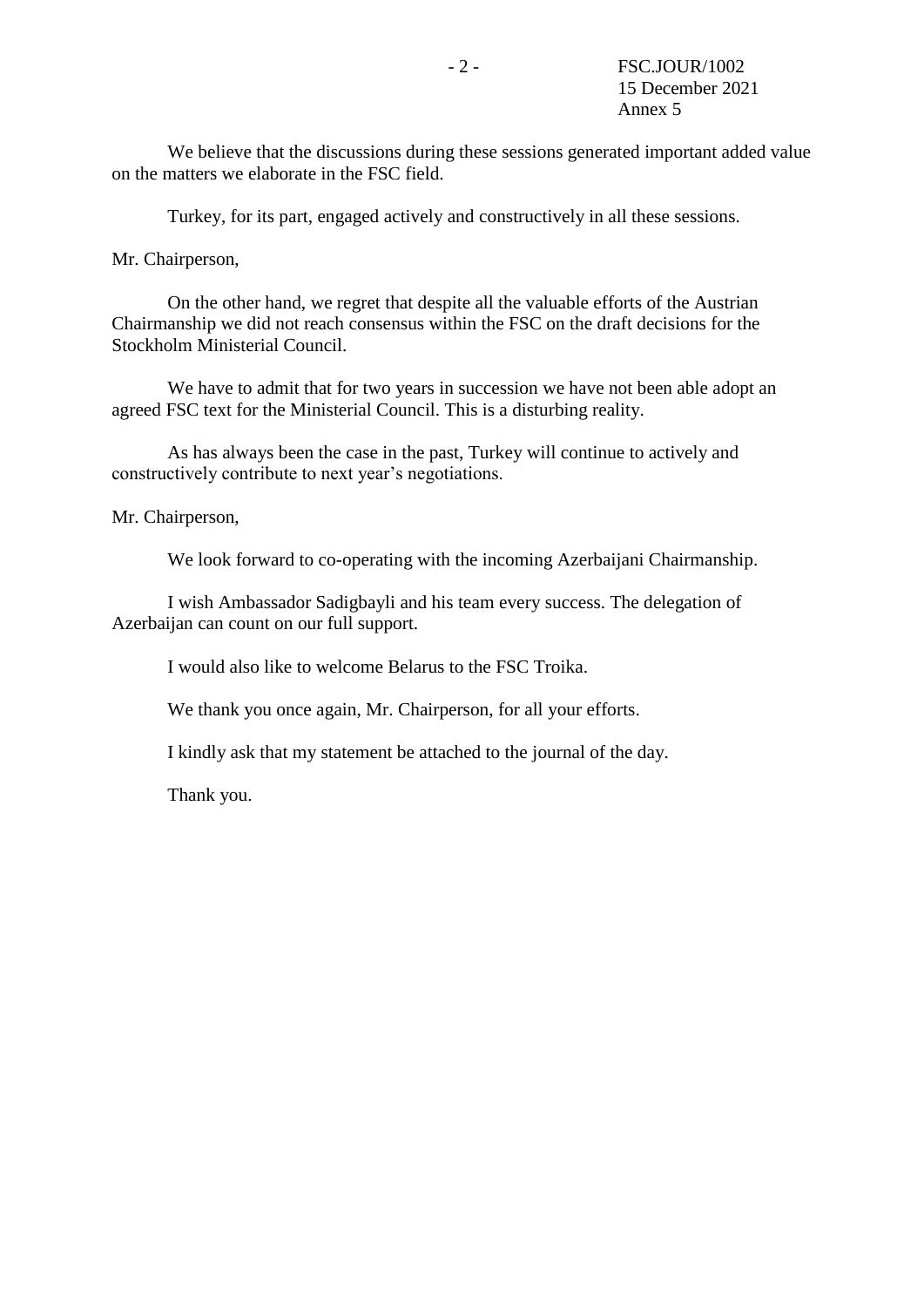We believe that the discussions during these sessions generated important added value on the matters we elaborate in the FSC field.

Turkey, for its part, engaged actively and constructively in all these sessions.

Mr. Chairperson,

On the other hand, we regret that despite all the valuable efforts of the Austrian Chairmanship we did not reach consensus within the FSC on the draft decisions for the Stockholm Ministerial Council.

We have to admit that for two years in succession we have not been able adopt an agreed FSC text for the Ministerial Council. This is a disturbing reality.

As has always been the case in the past, Turkey will continue to actively and constructively contribute to next year's negotiations.

Mr. Chairperson,

We look forward to co-operating with the incoming Azerbaijani Chairmanship.

I wish Ambassador Sadigbayli and his team every success. The delegation of Azerbaijan can count on our full support.

I would also like to welcome Belarus to the FSC Troika.

We thank you once again, Mr. Chairperson, for all your efforts.

I kindly ask that my statement be attached to the journal of the day.

Thank you.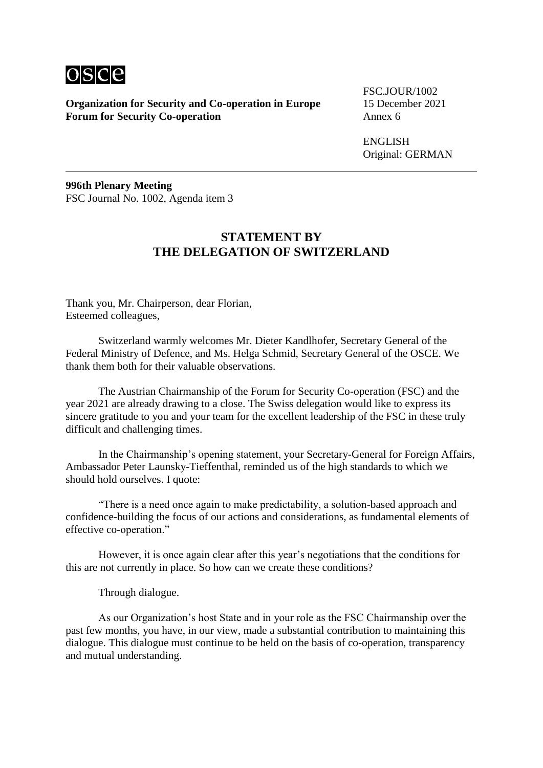**Organization for Security and Co-operation in Europe**
**Forum for Security Co-operation**

FSC.JOUR/1002
15 December 2021
Annex 6

ENGLISH
Original: GERMAN

**996th Plenary Meeting**
FSC Journal No. 1002, Agenda item 3

## STATEMENT BY THE DELEGATION OF SWITZERLAND

Thank you, Mr. Chairperson, dear Florian,
Esteemed colleagues,

Switzerland warmly welcomes Mr. Dieter Kandlhofer, Secretary General of the Federal Ministry of Defence, and Ms. Helga Schmid, Secretary General of the OSCE. We thank them both for their valuable observations.

The Austrian Chairmanship of the Forum for Security Co-operation (FSC) and the year 2021 are already drawing to a close. The Swiss delegation would like to express its sincere gratitude to you and your team for the excellent leadership of the FSC in these truly difficult and challenging times.

In the Chairmanship's opening statement, your Secretary-General for Foreign Affairs, Ambassador Peter Launsky-Tieffenthal, reminded us of the high standards to which we should hold ourselves. I quote:

"There is a need once again to make predictability, a solution-based approach and confidence-building the focus of our actions and considerations, as fundamental elements of effective co-operation."

However, it is once again clear after this year's negotiations that the conditions for this are not currently in place. So how can we create these conditions?

Through dialogue.

As our Organization's host State and in your role as the FSC Chairmanship over the past few months, you have, in our view, made a substantial contribution to maintaining this dialogue. This dialogue must continue to be held on the basis of co-operation, transparency and mutual understanding.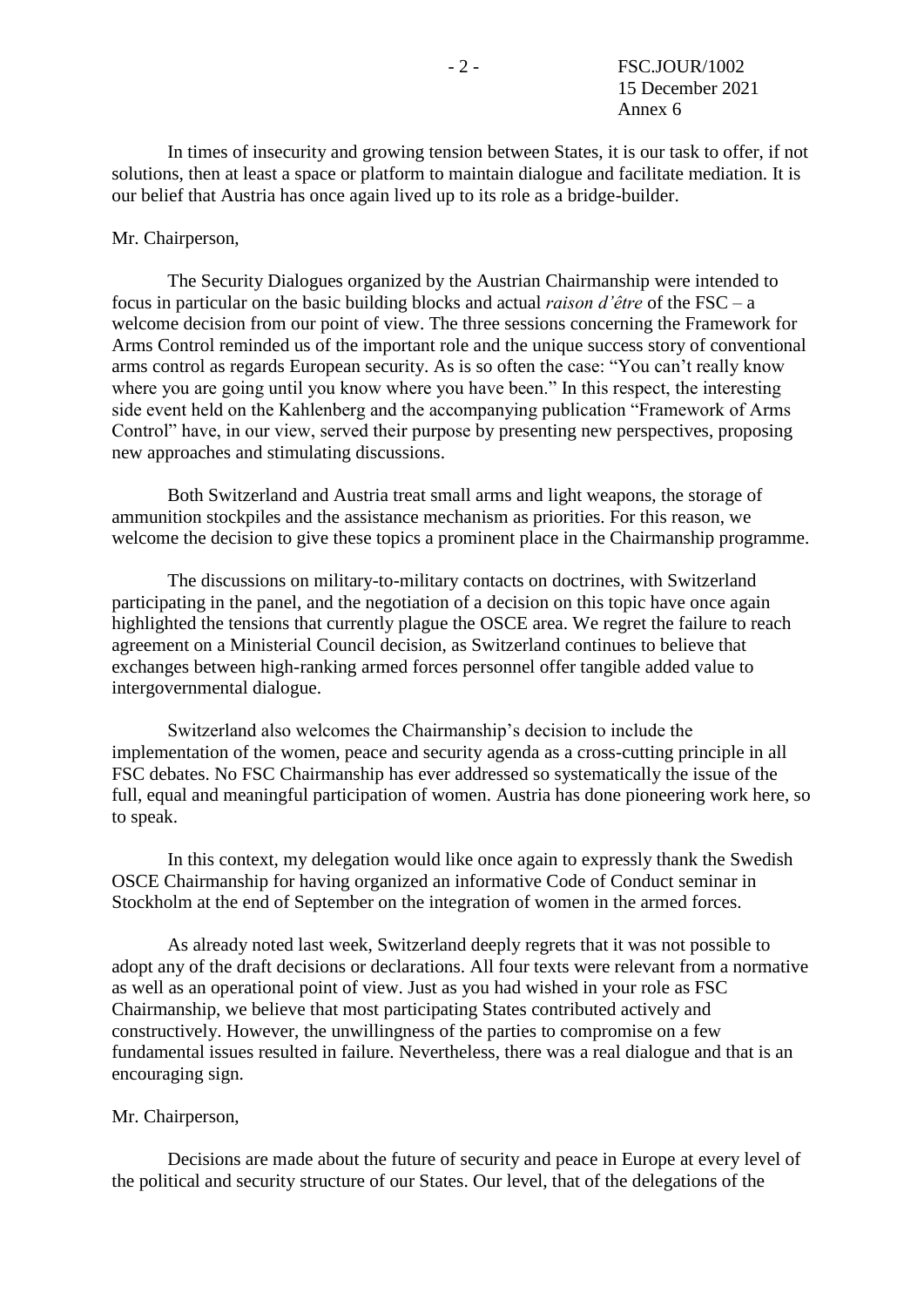In times of insecurity and growing tension between States, it is our task to offer, if not solutions, then at least a space or platform to maintain dialogue and facilitate mediation. It is our belief that Austria has once again lived up to its role as a bridge-builder.

Mr. Chairperson,

The Security Dialogues organized by the Austrian Chairmanship were intended to focus in particular on the basic building blocks and actual *raison d'être* of the FSC – a welcome decision from our point of view. The three sessions concerning the Framework for Arms Control reminded us of the important role and the unique success story of conventional arms control as regards European security. As is so often the case: "You can't really know where you are going until you know where you have been." In this respect, the interesting side event held on the Kahlenberg and the accompanying publication "Framework of Arms Control" have, in our view, served their purpose by presenting new perspectives, proposing new approaches and stimulating discussions.

Both Switzerland and Austria treat small arms and light weapons, the storage of ammunition stockpiles and the assistance mechanism as priorities. For this reason, we welcome the decision to give these topics a prominent place in the Chairmanship programme.

The discussions on military-to-military contacts on doctrines, with Switzerland participating in the panel, and the negotiation of a decision on this topic have once again highlighted the tensions that currently plague the OSCE area. We regret the failure to reach agreement on a Ministerial Council decision, as Switzerland continues to believe that exchanges between high-ranking armed forces personnel offer tangible added value to intergovernmental dialogue.

Switzerland also welcomes the Chairmanship's decision to include the implementation of the women, peace and security agenda as a cross-cutting principle in all FSC debates. No FSC Chairmanship has ever addressed so systematically the issue of the full, equal and meaningful participation of women. Austria has done pioneering work here, so to speak.

In this context, my delegation would like once again to expressly thank the Swedish OSCE Chairmanship for having organized an informative Code of Conduct seminar in Stockholm at the end of September on the integration of women in the armed forces.

As already noted last week, Switzerland deeply regrets that it was not possible to adopt any of the draft decisions or declarations. All four texts were relevant from a normative as well as an operational point of view. Just as you had wished in your role as FSC Chairmanship, we believe that most participating States contributed actively and constructively. However, the unwillingness of the parties to compromise on a few fundamental issues resulted in failure. Nevertheless, there was a real dialogue and that is an encouraging sign.

Mr. Chairperson,

Decisions are made about the future of security and peace in Europe at every level of the political and security structure of our States. Our level, that of the delegations of the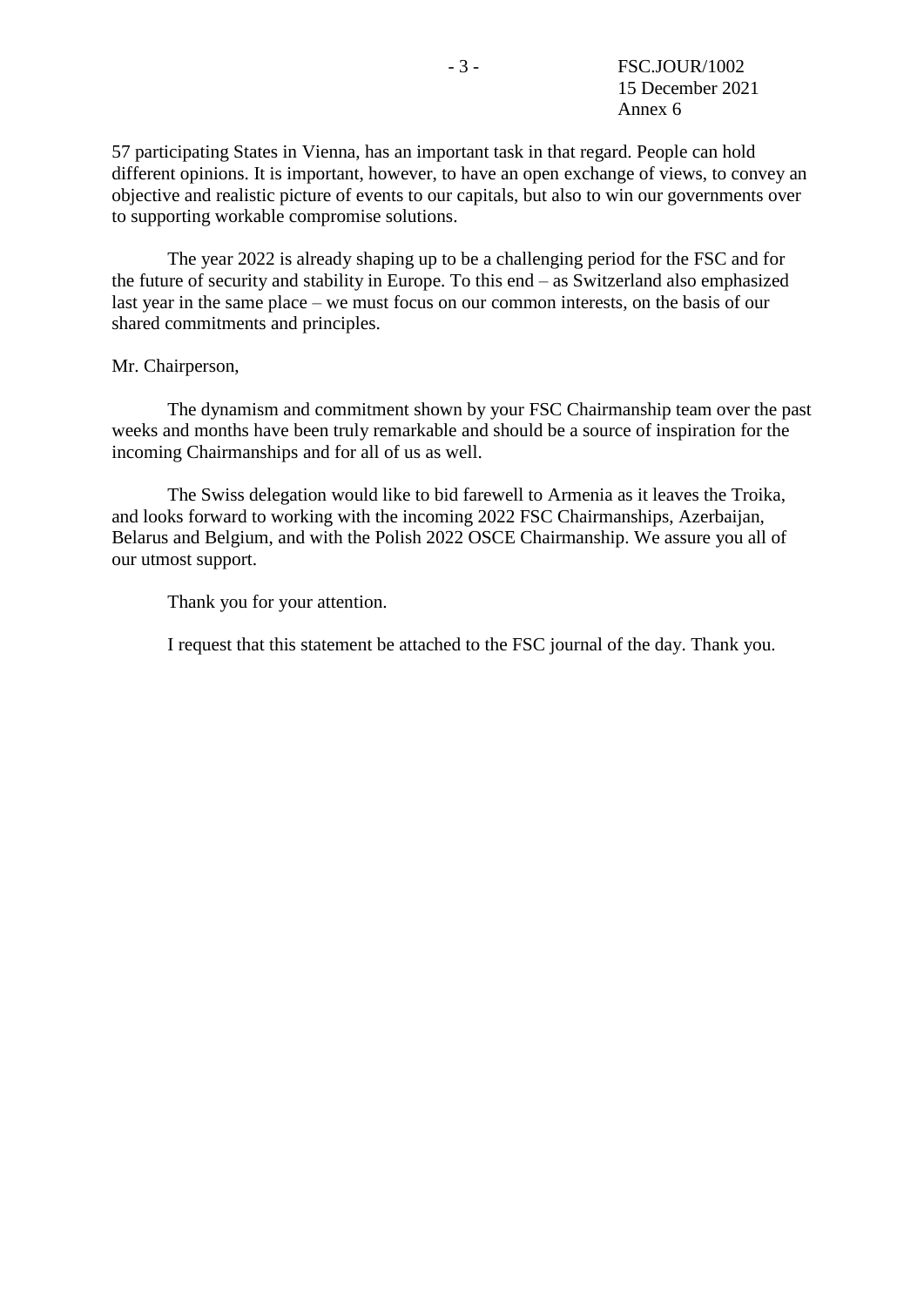57 participating States in Vienna, has an important task in that regard. People can hold different opinions. It is important, however, to have an open exchange of views, to convey an objective and realistic picture of events to our capitals, but also to win our governments over to supporting workable compromise solutions.

The year 2022 is already shaping up to be a challenging period for the FSC and for the future of security and stability in Europe. To this end – as Switzerland also emphasized last year in the same place – we must focus on our common interests, on the basis of our shared commitments and principles.

Mr. Chairperson,

The dynamism and commitment shown by your FSC Chairmanship team over the past weeks and months have been truly remarkable and should be a source of inspiration for the incoming Chairmanships and for all of us as well.

The Swiss delegation would like to bid farewell to Armenia as it leaves the Troika, and looks forward to working with the incoming 2022 FSC Chairmanships, Azerbaijan, Belarus and Belgium, and with the Polish 2022 OSCE Chairmanship. We assure you all of our utmost support.

Thank you for your attention.

I request that this statement be attached to the FSC journal of the day. Thank you.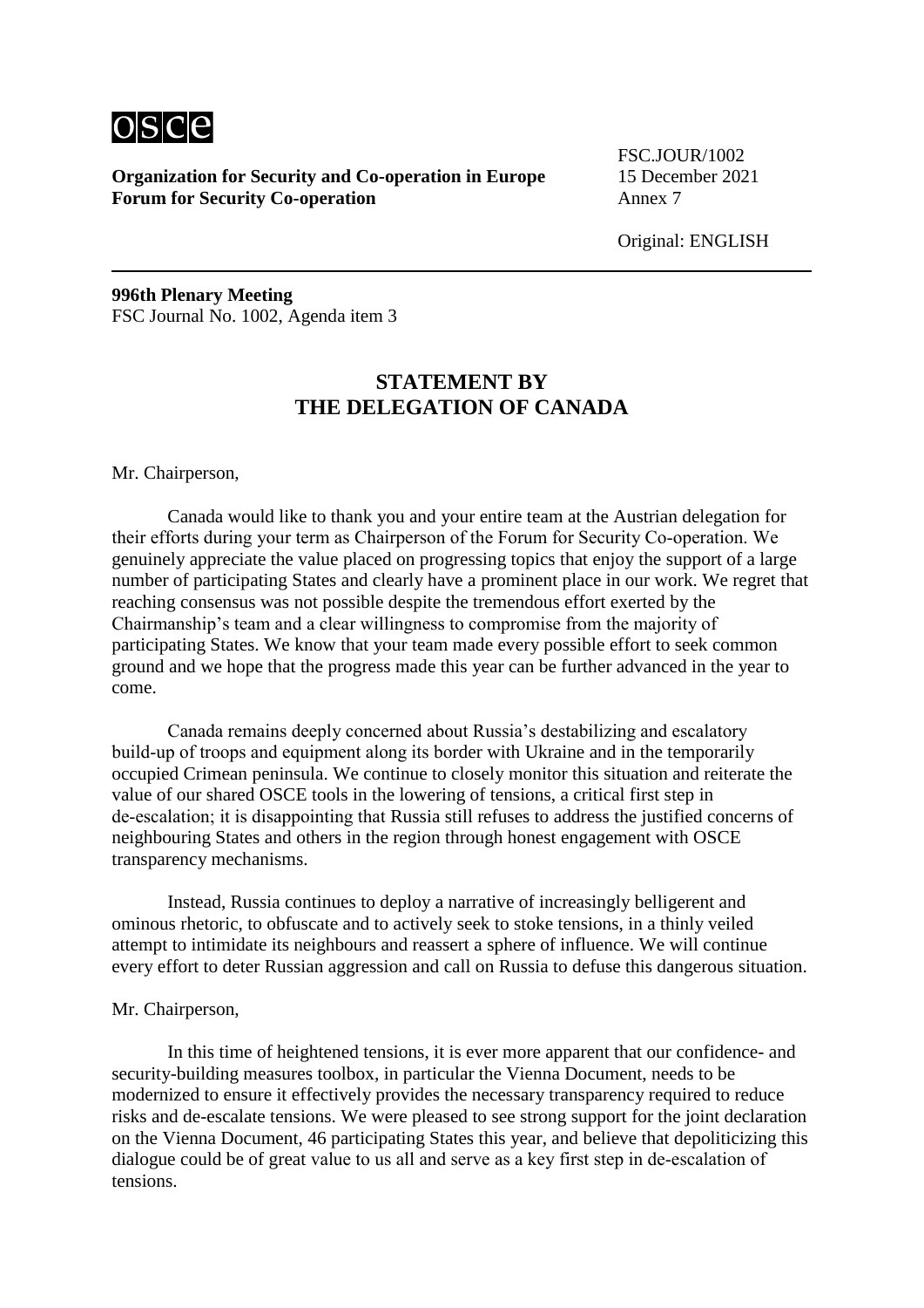**Organization for Security and Co-operation in Europe**
**Forum for Security Co-operation**

FSC.JOUR/1002
15 December 2021
Annex 7

Original: ENGLISH

**996th Plenary Meeting**
FSC Journal No. 1002, Agenda item 3

## STATEMENT BY THE DELEGATION OF CANADA

Mr. Chairperson,

Canada would like to thank you and your entire team at the Austrian delegation for their efforts during your term as Chairperson of the Forum for Security Co-operation. We genuinely appreciate the value placed on progressing topics that enjoy the support of a large number of participating States and clearly have a prominent place in our work. We regret that reaching consensus was not possible despite the tremendous effort exerted by the Chairmanship's team and a clear willingness to compromise from the majority of participating States. We know that your team made every possible effort to seek common ground and we hope that the progress made this year can be further advanced in the year to come.

Canada remains deeply concerned about Russia's destabilizing and escalatory build-up of troops and equipment along its border with Ukraine and in the temporarily occupied Crimean peninsula. We continue to closely monitor this situation and reiterate the value of our shared OSCE tools in the lowering of tensions, a critical first step in de-escalation; it is disappointing that Russia still refuses to address the justified concerns of neighbouring States and others in the region through honest engagement with OSCE transparency mechanisms.

Instead, Russia continues to deploy a narrative of increasingly belligerent and ominous rhetoric, to obfuscate and to actively seek to stoke tensions, in a thinly veiled attempt to intimidate its neighbours and reassert a sphere of influence. We will continue every effort to deter Russian aggression and call on Russia to defuse this dangerous situation.

Mr. Chairperson,

In this time of heightened tensions, it is ever more apparent that our confidence- and security-building measures toolbox, in particular the Vienna Document, needs to be modernized to ensure it effectively provides the necessary transparency required to reduce risks and de-escalate tensions. We were pleased to see strong support for the joint declaration on the Vienna Document, 46 participating States this year, and believe that depoliticizing this dialogue could be of great value to us all and serve as a key first step in de-escalation of tensions.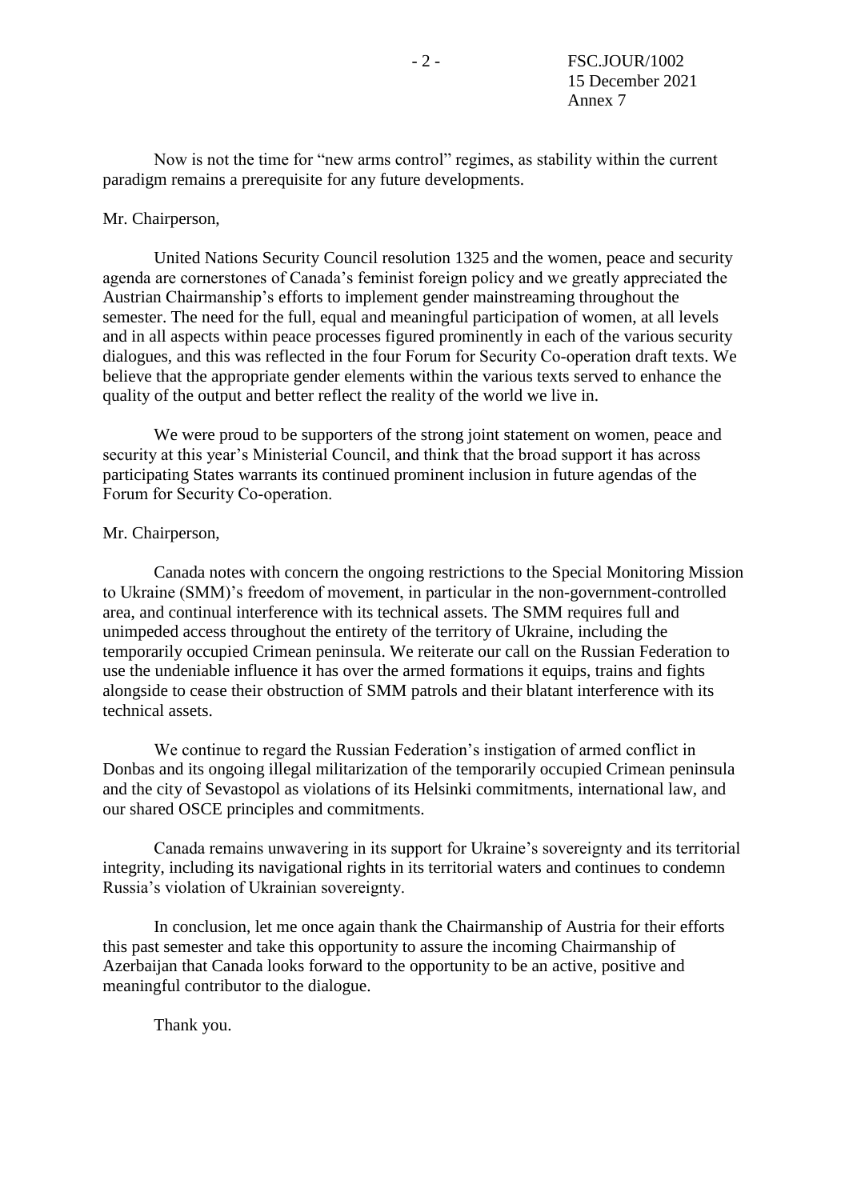Now is not the time for "new arms control" regimes, as stability within the current paradigm remains a prerequisite for any future developments.

Mr. Chairperson,

United Nations Security Council resolution 1325 and the women, peace and security agenda are cornerstones of Canada's feminist foreign policy and we greatly appreciated the Austrian Chairmanship's efforts to implement gender mainstreaming throughout the semester. The need for the full, equal and meaningful participation of women, at all levels and in all aspects within peace processes figured prominently in each of the various security dialogues, and this was reflected in the four Forum for Security Co-operation draft texts. We believe that the appropriate gender elements within the various texts served to enhance the quality of the output and better reflect the reality of the world we live in.

We were proud to be supporters of the strong joint statement on women, peace and security at this year's Ministerial Council, and think that the broad support it has across participating States warrants its continued prominent inclusion in future agendas of the Forum for Security Co-operation.

Mr. Chairperson,

Canada notes with concern the ongoing restrictions to the Special Monitoring Mission to Ukraine (SMM)'s freedom of movement, in particular in the non-government-controlled area, and continual interference with its technical assets. The SMM requires full and unimpeded access throughout the entirety of the territory of Ukraine, including the temporarily occupied Crimean peninsula. We reiterate our call on the Russian Federation to use the undeniable influence it has over the armed formations it equips, trains and fights alongside to cease their obstruction of SMM patrols and their blatant interference with its technical assets.

We continue to regard the Russian Federation's instigation of armed conflict in Donbas and its ongoing illegal militarization of the temporarily occupied Crimean peninsula and the city of Sevastopol as violations of its Helsinki commitments, international law, and our shared OSCE principles and commitments.

Canada remains unwavering in its support for Ukraine's sovereignty and its territorial integrity, including its navigational rights in its territorial waters and continues to condemn Russia's violation of Ukrainian sovereignty.

In conclusion, let me once again thank the Chairmanship of Austria for their efforts this past semester and take this opportunity to assure the incoming Chairmanship of Azerbaijan that Canada looks forward to the opportunity to be an active, positive and meaningful contributor to the dialogue.

Thank you.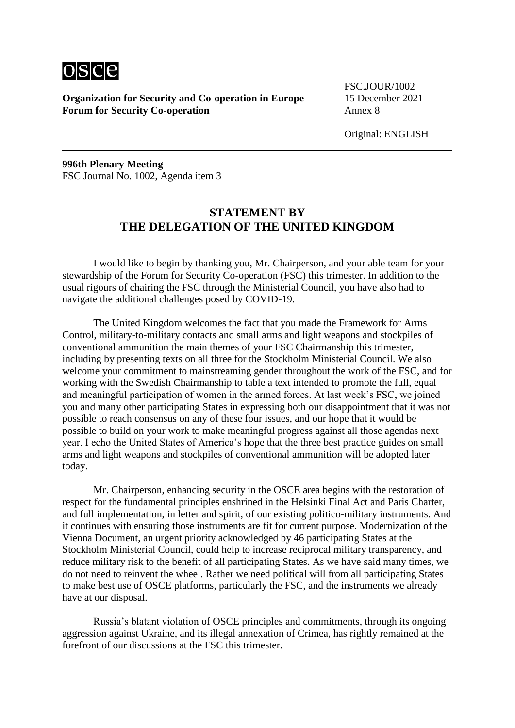osce

**Organization for Security and Co-operation in Europe**
**Forum for Security Co-operation**

FSC.JOUR/1002
15 December 2021
Annex 8

Original: ENGLISH

---

**996th Plenary Meeting**
FSC Journal No. 1002, Agenda item 3

## STATEMENT BY THE DELEGATION OF THE UNITED KINGDOM

I would like to begin by thanking you, Mr. Chairperson, and your able team for your stewardship of the Forum for Security Co-operation (FSC) this trimester. In addition to the usual rigours of chairing the FSC through the Ministerial Council, you have also had to navigate the additional challenges posed by COVID-19.

The United Kingdom welcomes the fact that you made the Framework for Arms Control, military-to-military contacts and small arms and light weapons and stockpiles of conventional ammunition the main themes of your FSC Chairmanship this trimester, including by presenting texts on all three for the Stockholm Ministerial Council. We also welcome your commitment to mainstreaming gender throughout the work of the FSC, and for working with the Swedish Chairmanship to table a text intended to promote the full, equal and meaningful participation of women in the armed forces. At last week's FSC, we joined you and many other participating States in expressing both our disappointment that it was not possible to reach consensus on any of these four issues, and our hope that it would be possible to build on your work to make meaningful progress against all those agendas next year. I echo the United States of America's hope that the three best practice guides on small arms and light weapons and stockpiles of conventional ammunition will be adopted later today.

Mr. Chairperson, enhancing security in the OSCE area begins with the restoration of respect for the fundamental principles enshrined in the Helsinki Final Act and Paris Charter, and full implementation, in letter and spirit, of our existing politico-military instruments. And it continues with ensuring those instruments are fit for current purpose. Modernization of the Vienna Document, an urgent priority acknowledged by 46 participating States at the Stockholm Ministerial Council, could help to increase reciprocal military transparency, and reduce military risk to the benefit of all participating States. As we have said many times, we do not need to reinvent the wheel. Rather we need political will from all participating States to make best use of OSCE platforms, particularly the FSC, and the instruments we already have at our disposal.

Russia's blatant violation of OSCE principles and commitments, through its ongoing aggression against Ukraine, and its illegal annexation of Crimea, has rightly remained at the forefront of our discussions at the FSC this trimester.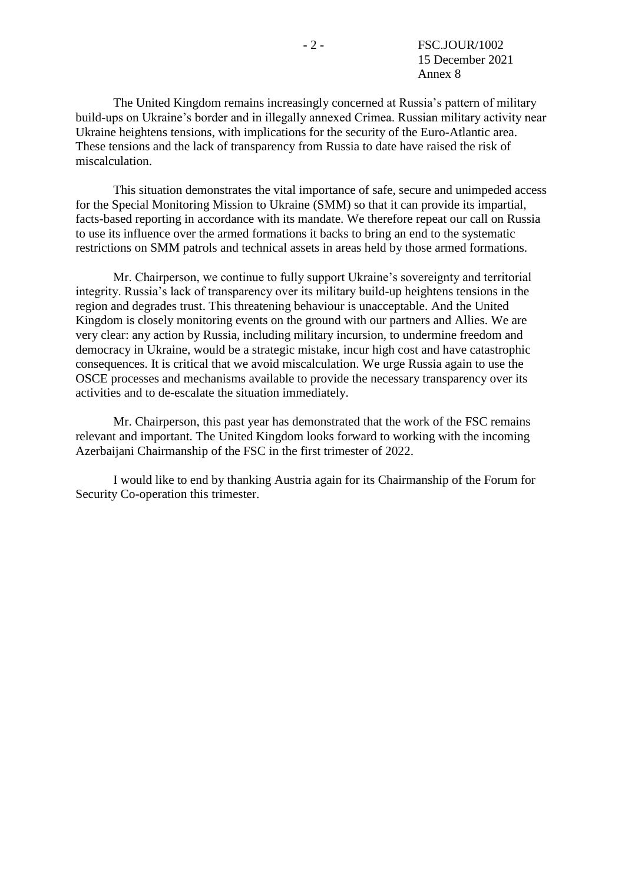The United Kingdom remains increasingly concerned at Russia's pattern of military build-ups on Ukraine's border and in illegally annexed Crimea. Russian military activity near Ukraine heightens tensions, with implications for the security of the Euro-Atlantic area. These tensions and the lack of transparency from Russia to date have raised the risk of miscalculation.

This situation demonstrates the vital importance of safe, secure and unimpeded access for the Special Monitoring Mission to Ukraine (SMM) so that it can provide its impartial, facts-based reporting in accordance with its mandate. We therefore repeat our call on Russia to use its influence over the armed formations it backs to bring an end to the systematic restrictions on SMM patrols and technical assets in areas held by those armed formations.

Mr. Chairperson, we continue to fully support Ukraine's sovereignty and territorial integrity. Russia's lack of transparency over its military build-up heightens tensions in the region and degrades trust. This threatening behaviour is unacceptable. And the United Kingdom is closely monitoring events on the ground with our partners and Allies. We are very clear: any action by Russia, including military incursion, to undermine freedom and democracy in Ukraine, would be a strategic mistake, incur high cost and have catastrophic consequences. It is critical that we avoid miscalculation. We urge Russia again to use the OSCE processes and mechanisms available to provide the necessary transparency over its activities and to de-escalate the situation immediately.

Mr. Chairperson, this past year has demonstrated that the work of the FSC remains relevant and important. The United Kingdom looks forward to working with the incoming Azerbaijani Chairmanship of the FSC in the first trimester of 2022.

I would like to end by thanking Austria again for its Chairmanship of the Forum for Security Co-operation this trimester.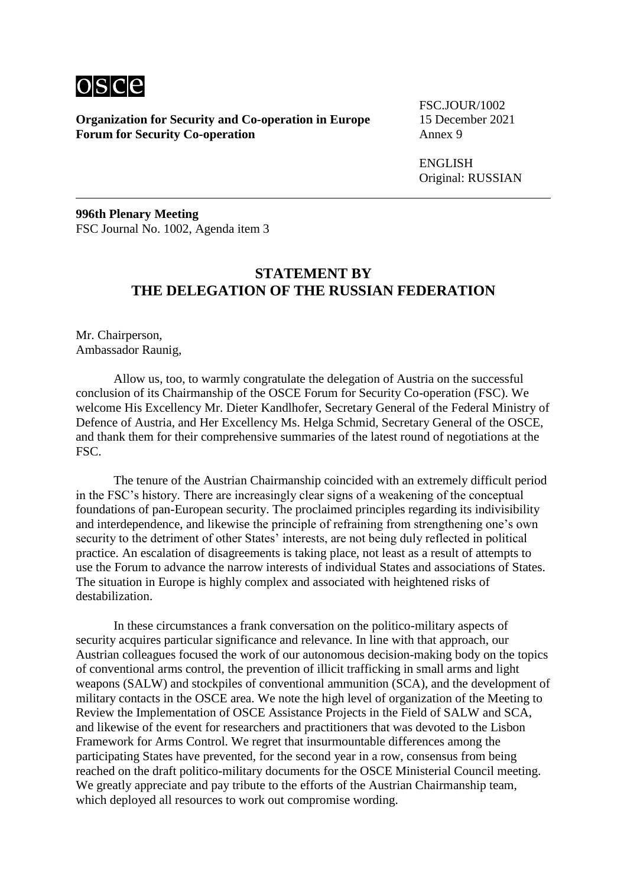**Organization for Security and Co-operation in Europe**
**Forum for Security Co-operation**

FSC.JOUR/1002
15 December 2021
Annex 9

ENGLISH
Original: RUSSIAN

**996th Plenary Meeting**
FSC Journal No. 1002, Agenda item 3

## STATEMENT BY THE DELEGATION OF THE RUSSIAN FEDERATION

Mr. Chairperson,
Ambassador Raunig,

Allow us, too, to warmly congratulate the delegation of Austria on the successful conclusion of its Chairmanship of the OSCE Forum for Security Co-operation (FSC). We welcome His Excellency Mr. Dieter Kandlhofer, Secretary General of the Federal Ministry of Defence of Austria, and Her Excellency Ms. Helga Schmid, Secretary General of the OSCE, and thank them for their comprehensive summaries of the latest round of negotiations at the FSC.

The tenure of the Austrian Chairmanship coincided with an extremely difficult period in the FSC's history. There are increasingly clear signs of a weakening of the conceptual foundations of pan-European security. The proclaimed principles regarding its indivisibility and interdependence, and likewise the principle of refraining from strengthening one's own security to the detriment of other States' interests, are not being duly reflected in political practice. An escalation of disagreements is taking place, not least as a result of attempts to use the Forum to advance the narrow interests of individual States and associations of States. The situation in Europe is highly complex and associated with heightened risks of destabilization.

In these circumstances a frank conversation on the politico-military aspects of security acquires particular significance and relevance. In line with that approach, our Austrian colleagues focused the work of our autonomous decision-making body on the topics of conventional arms control, the prevention of illicit trafficking in small arms and light weapons (SALW) and stockpiles of conventional ammunition (SCA), and the development of military contacts in the OSCE area. We note the high level of organization of the Meeting to Review the Implementation of OSCE Assistance Projects in the Field of SALW and SCA, and likewise of the event for researchers and practitioners that was devoted to the Lisbon Framework for Arms Control. We regret that insurmountable differences among the participating States have prevented, for the second year in a row, consensus from being reached on the draft politico-military documents for the OSCE Ministerial Council meeting. We greatly appreciate and pay tribute to the efforts of the Austrian Chairmanship team, which deployed all resources to work out compromise wording.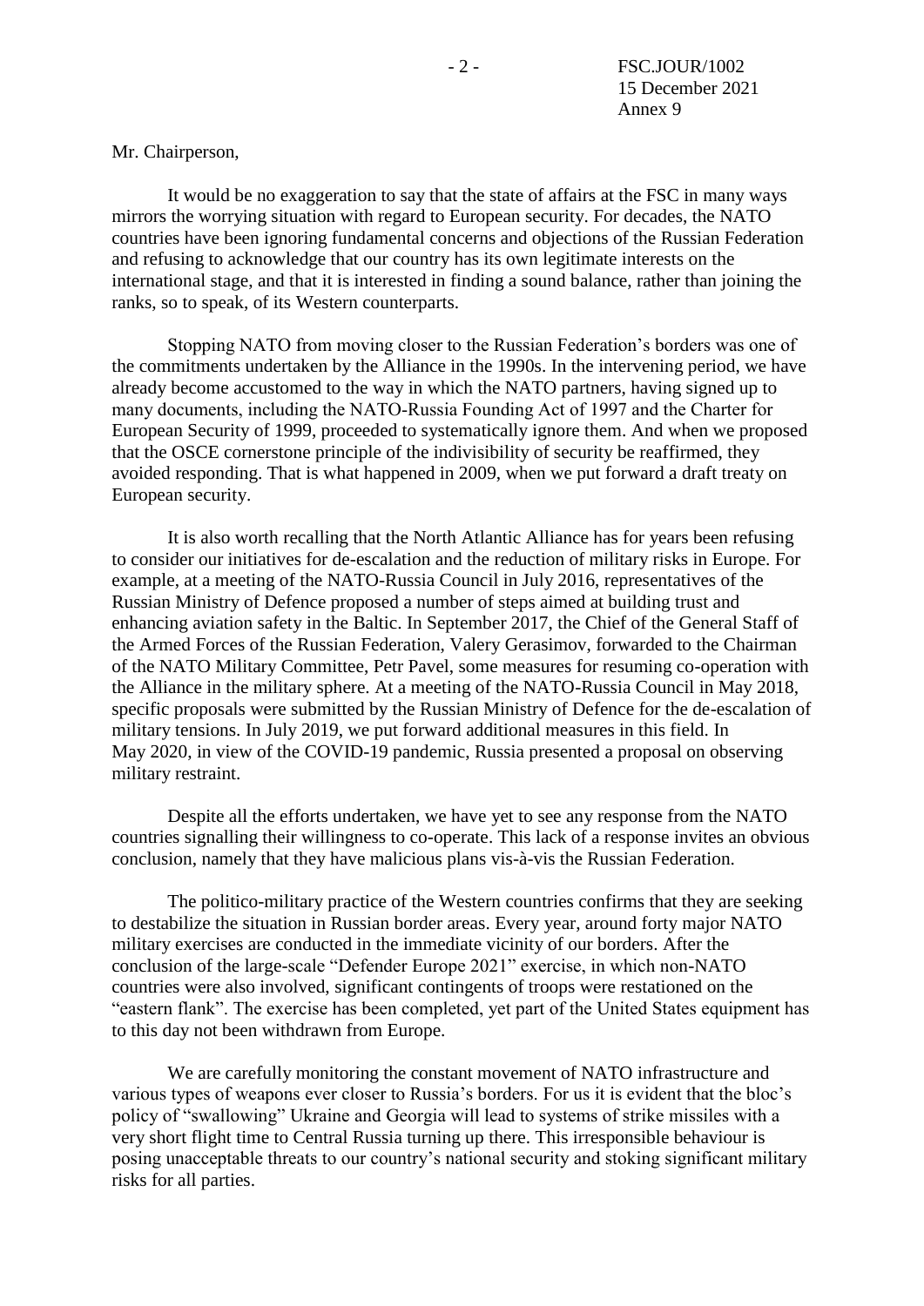Mr. Chairperson,

It would be no exaggeration to say that the state of affairs at the FSC in many ways mirrors the worrying situation with regard to European security. For decades, the NATO countries have been ignoring fundamental concerns and objections of the Russian Federation and refusing to acknowledge that our country has its own legitimate interests on the international stage, and that it is interested in finding a sound balance, rather than joining the ranks, so to speak, of its Western counterparts.

Stopping NATO from moving closer to the Russian Federation's borders was one of the commitments undertaken by the Alliance in the 1990s. In the intervening period, we have already become accustomed to the way in which the NATO partners, having signed up to many documents, including the NATO-Russia Founding Act of 1997 and the Charter for European Security of 1999, proceeded to systematically ignore them. And when we proposed that the OSCE cornerstone principle of the indivisibility of security be reaffirmed, they avoided responding. That is what happened in 2009, when we put forward a draft treaty on European security.

It is also worth recalling that the North Atlantic Alliance has for years been refusing to consider our initiatives for de-escalation and the reduction of military risks in Europe. For example, at a meeting of the NATO-Russia Council in July 2016, representatives of the Russian Ministry of Defence proposed a number of steps aimed at building trust and enhancing aviation safety in the Baltic. In September 2017, the Chief of the General Staff of the Armed Forces of the Russian Federation, Valery Gerasimov, forwarded to the Chairman of the NATO Military Committee, Petr Pavel, some measures for resuming co-operation with the Alliance in the military sphere. At a meeting of the NATO-Russia Council in May 2018, specific proposals were submitted by the Russian Ministry of Defence for the de-escalation of military tensions. In July 2019, we put forward additional measures in this field. In May 2020, in view of the COVID-19 pandemic, Russia presented a proposal on observing military restraint.

Despite all the efforts undertaken, we have yet to see any response from the NATO countries signalling their willingness to co-operate. This lack of a response invites an obvious conclusion, namely that they have malicious plans vis-à-vis the Russian Federation.

The politico-military practice of the Western countries confirms that they are seeking to destabilize the situation in Russian border areas. Every year, around forty major NATO military exercises are conducted in the immediate vicinity of our borders. After the conclusion of the large-scale "Defender Europe 2021" exercise, in which non-NATO countries were also involved, significant contingents of troops were restationed on the "eastern flank". The exercise has been completed, yet part of the United States equipment has to this day not been withdrawn from Europe.

We are carefully monitoring the constant movement of NATO infrastructure and various types of weapons ever closer to Russia's borders. For us it is evident that the bloc's policy of "swallowing" Ukraine and Georgia will lead to systems of strike missiles with a very short flight time to Central Russia turning up there. This irresponsible behaviour is posing unacceptable threats to our country's national security and stoking significant military risks for all parties.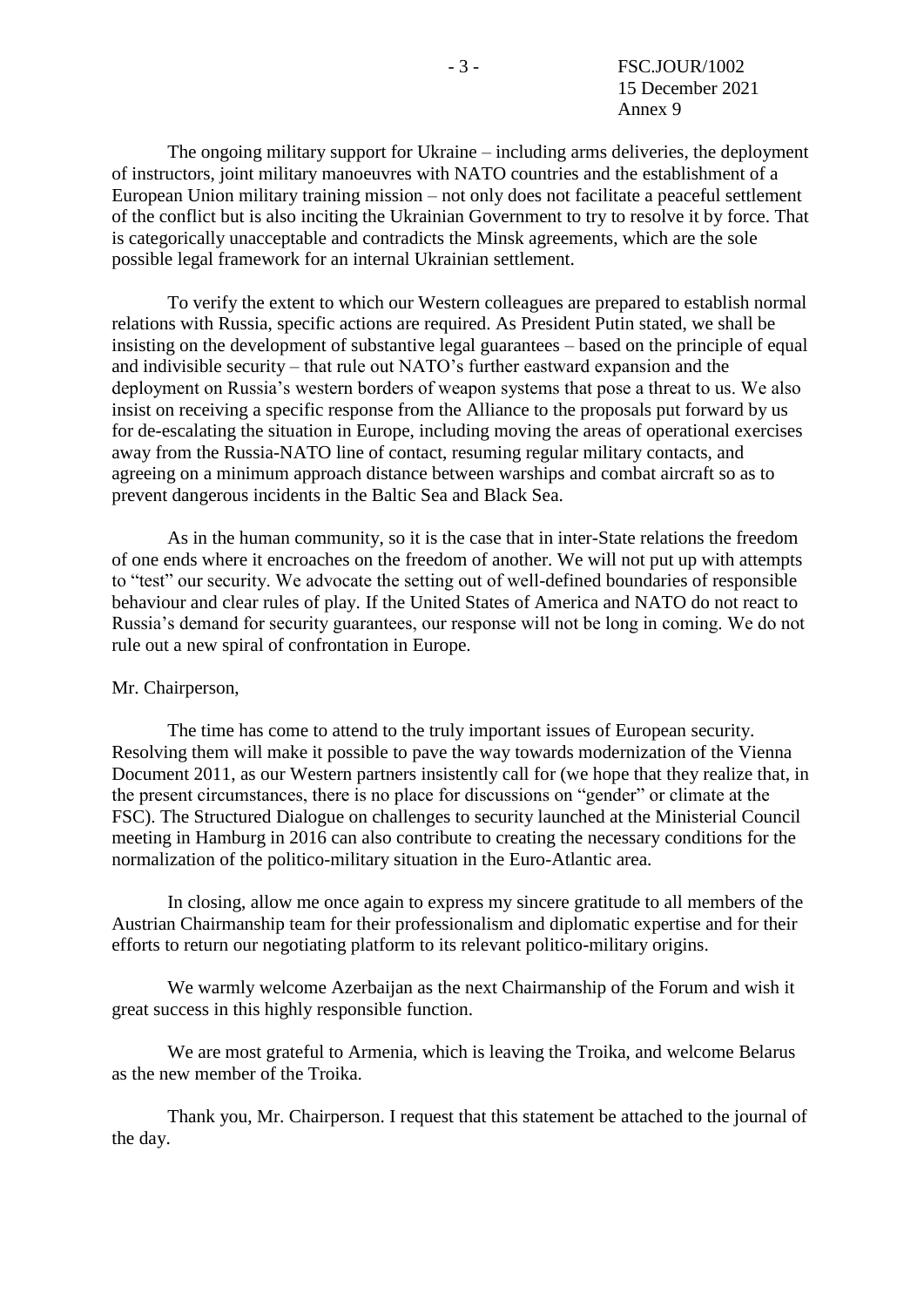The ongoing military support for Ukraine – including arms deliveries, the deployment of instructors, joint military manoeuvres with NATO countries and the establishment of a European Union military training mission – not only does not facilitate a peaceful settlement of the conflict but is also inciting the Ukrainian Government to try to resolve it by force. That is categorically unacceptable and contradicts the Minsk agreements, which are the sole possible legal framework for an internal Ukrainian settlement.

To verify the extent to which our Western colleagues are prepared to establish normal relations with Russia, specific actions are required. As President Putin stated, we shall be insisting on the development of substantive legal guarantees – based on the principle of equal and indivisible security – that rule out NATO's further eastward expansion and the deployment on Russia's western borders of weapon systems that pose a threat to us. We also insist on receiving a specific response from the Alliance to the proposals put forward by us for de-escalating the situation in Europe, including moving the areas of operational exercises away from the Russia-NATO line of contact, resuming regular military contacts, and agreeing on a minimum approach distance between warships and combat aircraft so as to prevent dangerous incidents in the Baltic Sea and Black Sea.

As in the human community, so it is the case that in inter-State relations the freedom of one ends where it encroaches on the freedom of another. We will not put up with attempts to "test" our security. We advocate the setting out of well-defined boundaries of responsible behaviour and clear rules of play. If the United States of America and NATO do not react to Russia's demand for security guarantees, our response will not be long in coming. We do not rule out a new spiral of confrontation in Europe.

Mr. Chairperson,

The time has come to attend to the truly important issues of European security. Resolving them will make it possible to pave the way towards modernization of the Vienna Document 2011, as our Western partners insistently call for (we hope that they realize that, in the present circumstances, there is no place for discussions on "gender" or climate at the FSC). The Structured Dialogue on challenges to security launched at the Ministerial Council meeting in Hamburg in 2016 can also contribute to creating the necessary conditions for the normalization of the politico-military situation in the Euro-Atlantic area.

In closing, allow me once again to express my sincere gratitude to all members of the Austrian Chairmanship team for their professionalism and diplomatic expertise and for their efforts to return our negotiating platform to its relevant politico-military origins.

We warmly welcome Azerbaijan as the next Chairmanship of the Forum and wish it great success in this highly responsible function.

We are most grateful to Armenia, which is leaving the Troika, and welcome Belarus as the new member of the Troika.

Thank you, Mr. Chairperson. I request that this statement be attached to the journal of the day.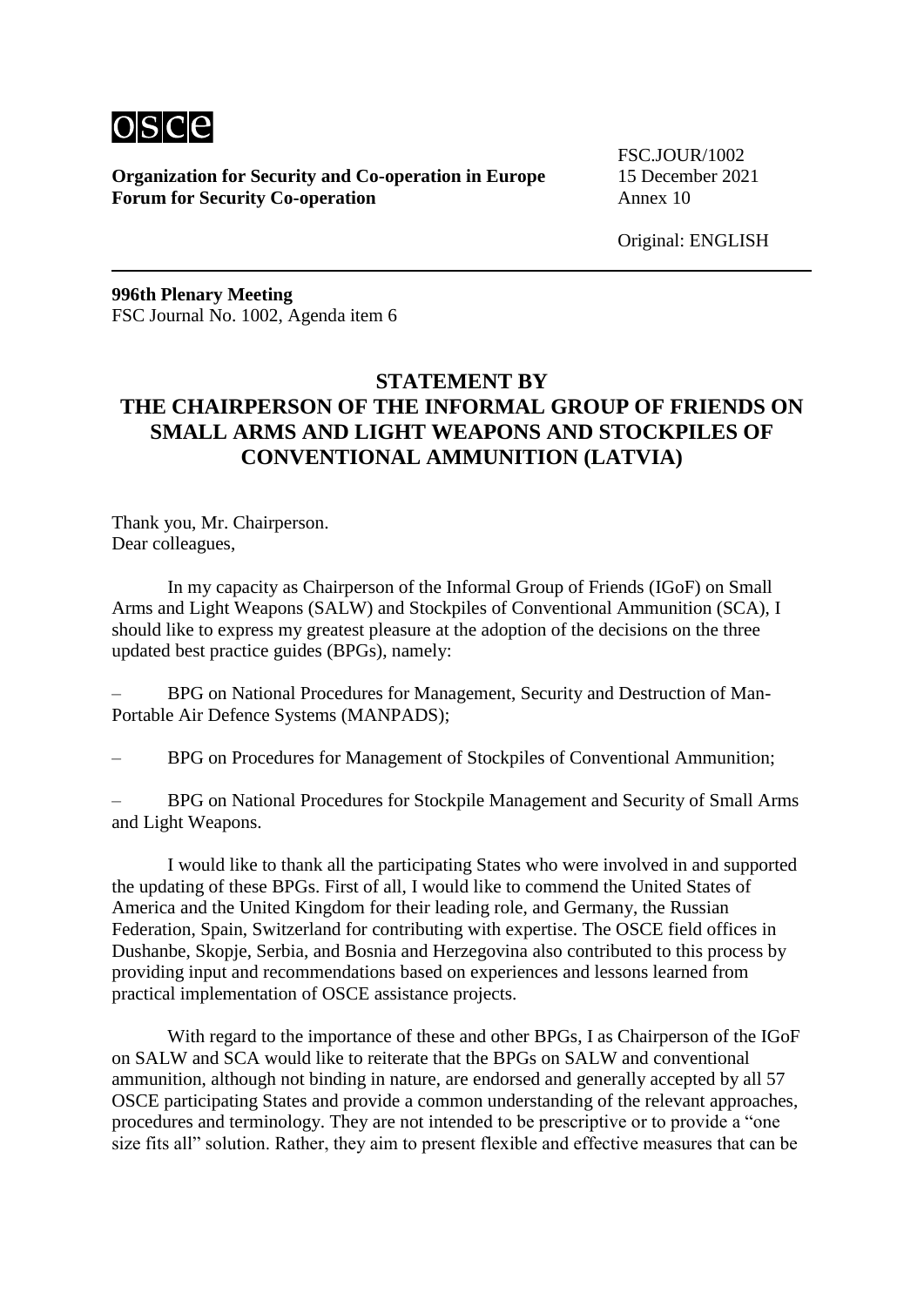**Organization for Security and Co-operation in Europe**
**Forum for Security Co-operation**

FSC.JOUR/1002
15 December 2021
Annex 10

Original: ENGLISH

**996th Plenary Meeting**
FSC Journal No. 1002, Agenda item 6

## STATEMENT BY THE CHAIRPERSON OF THE INFORMAL GROUP OF FRIENDS ON SMALL ARMS AND LIGHT WEAPONS AND STOCKPILES OF CONVENTIONAL AMMUNITION (LATVIA)

Thank you, Mr. Chairperson.
Dear colleagues,

In my capacity as Chairperson of the Informal Group of Friends (IGoF) on Small Arms and Light Weapons (SALW) and Stockpiles of Conventional Ammunition (SCA), I should like to express my greatest pleasure at the adoption of the decisions on the three updated best practice guides (BPGs), namely:

– BPG on National Procedures for Management, Security and Destruction of Man-Portable Air Defence Systems (MANPADS);

– BPG on Procedures for Management of Stockpiles of Conventional Ammunition;

– BPG on National Procedures for Stockpile Management and Security of Small Arms and Light Weapons.

I would like to thank all the participating States who were involved in and supported the updating of these BPGs. First of all, I would like to commend the United States of America and the United Kingdom for their leading role, and Germany, the Russian Federation, Spain, Switzerland for contributing with expertise. The OSCE field offices in Dushanbe, Skopje, Serbia, and Bosnia and Herzegovina also contributed to this process by providing input and recommendations based on experiences and lessons learned from practical implementation of OSCE assistance projects.

With regard to the importance of these and other BPGs, I as Chairperson of the IGoF on SALW and SCA would like to reiterate that the BPGs on SALW and conventional ammunition, although not binding in nature, are endorsed and generally accepted by all 57 OSCE participating States and provide a common understanding of the relevant approaches, procedures and terminology. They are not intended to be prescriptive or to provide a "one size fits all" solution. Rather, they aim to present flexible and effective measures that can be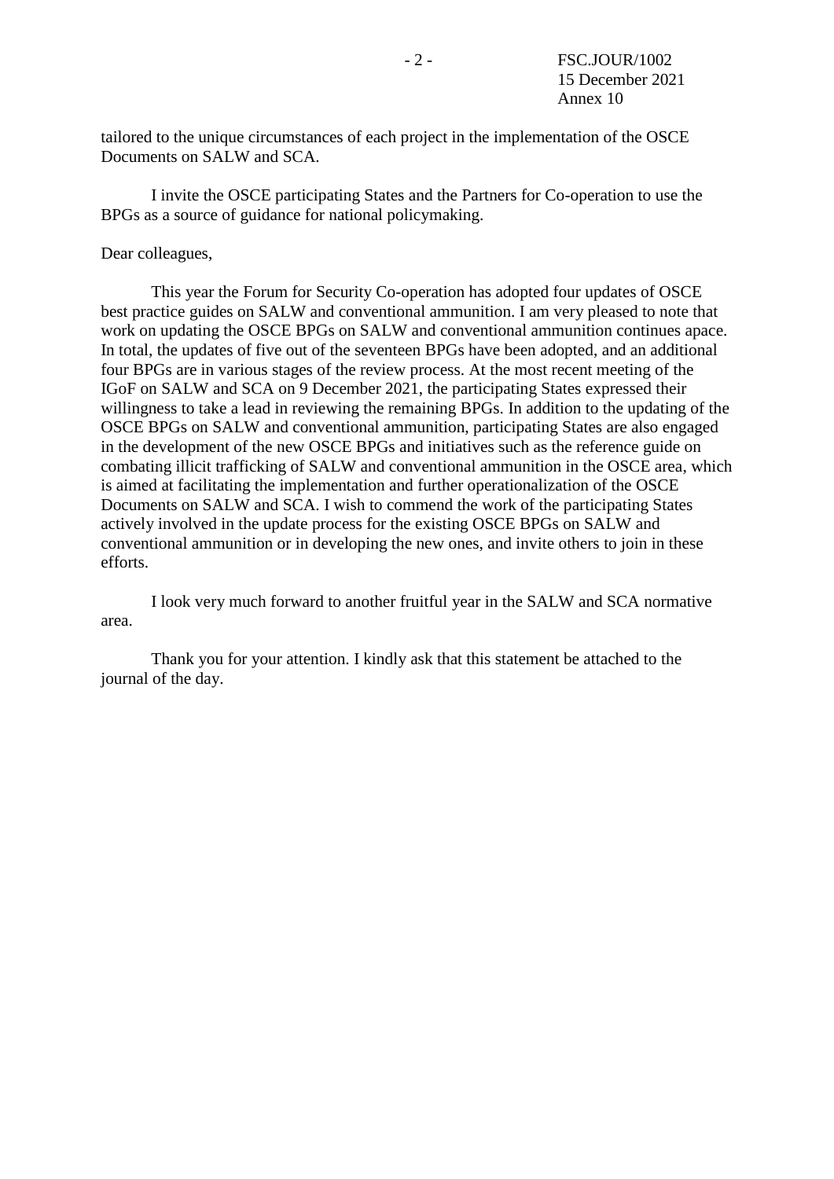tailored to the unique circumstances of each project in the implementation of the OSCE Documents on SALW and SCA.

I invite the OSCE participating States and the Partners for Co-operation to use the BPGs as a source of guidance for national policymaking.

Dear colleagues,

This year the Forum for Security Co-operation has adopted four updates of OSCE best practice guides on SALW and conventional ammunition. I am very pleased to note that work on updating the OSCE BPGs on SALW and conventional ammunition continues apace. In total, the updates of five out of the seventeen BPGs have been adopted, and an additional four BPGs are in various stages of the review process. At the most recent meeting of the IGoF on SALW and SCA on 9 December 2021, the participating States expressed their willingness to take a lead in reviewing the remaining BPGs. In addition to the updating of the OSCE BPGs on SALW and conventional ammunition, participating States are also engaged in the development of the new OSCE BPGs and initiatives such as the reference guide on combating illicit trafficking of SALW and conventional ammunition in the OSCE area, which is aimed at facilitating the implementation and further operationalization of the OSCE Documents on SALW and SCA. I wish to commend the work of the participating States actively involved in the update process for the existing OSCE BPGs on SALW and conventional ammunition or in developing the new ones, and invite others to join in these efforts.

I look very much forward to another fruitful year in the SALW and SCA normative area.

Thank you for your attention. I kindly ask that this statement be attached to the journal of the day.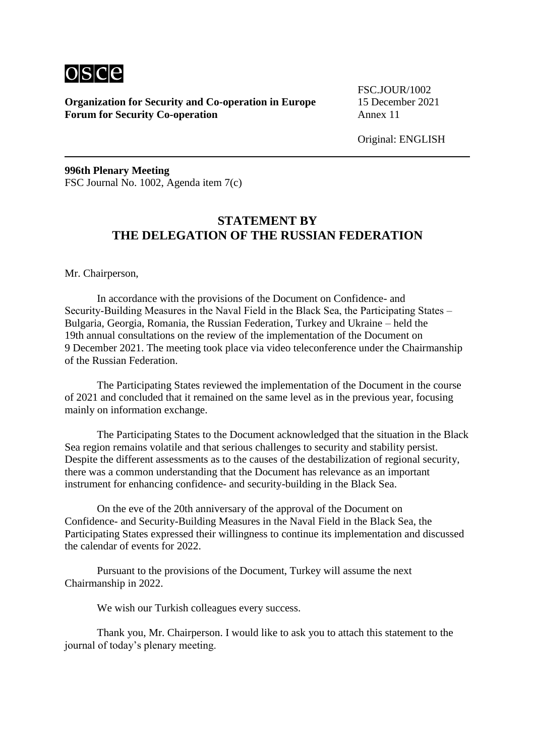**Organization for Security and Co-operation in Europe**
**Forum for Security Co-operation**

FSC.JOUR/1002
15 December 2021
Annex 11

Original: ENGLISH

**996th Plenary Meeting**
FSC Journal No. 1002, Agenda item 7(c)

## STATEMENT BY THE DELEGATION OF THE RUSSIAN FEDERATION

Mr. Chairperson,

In accordance with the provisions of the Document on Confidence- and Security-Building Measures in the Naval Field in the Black Sea, the Participating States – Bulgaria, Georgia, Romania, the Russian Federation, Turkey and Ukraine – held the 19th annual consultations on the review of the implementation of the Document on 9 December 2021. The meeting took place via video teleconference under the Chairmanship of the Russian Federation.

The Participating States reviewed the implementation of the Document in the course of 2021 and concluded that it remained on the same level as in the previous year, focusing mainly on information exchange.

The Participating States to the Document acknowledged that the situation in the Black Sea region remains volatile and that serious challenges to security and stability persist. Despite the different assessments as to the causes of the destabilization of regional security, there was a common understanding that the Document has relevance as an important instrument for enhancing confidence- and security-building in the Black Sea.

On the eve of the 20th anniversary of the approval of the Document on Confidence- and Security-Building Measures in the Naval Field in the Black Sea, the Participating States expressed their willingness to continue its implementation and discussed the calendar of events for 2022.

Pursuant to the provisions of the Document, Turkey will assume the next Chairmanship in 2022.

We wish our Turkish colleagues every success.

Thank you, Mr. Chairperson. I would like to ask you to attach this statement to the journal of today's plenary meeting.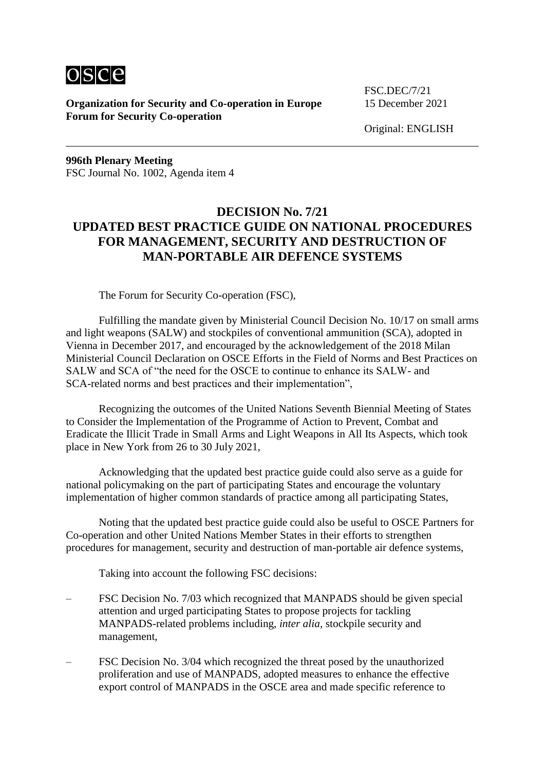**Organization for Security and Co-operation in Europe**
**Forum for Security Co-operation**

FSC.DEC/7/21
15 December 2021

Original: ENGLISH

**996th Plenary Meeting**
FSC Journal No. 1002, Agenda item 4

# DECISION No. 7/21
# UPDATED BEST PRACTICE GUIDE ON NATIONAL PROCEDURES FOR MANAGEMENT, SECURITY AND DESTRUCTION OF MAN-PORTABLE AIR DEFENCE SYSTEMS

The Forum for Security Co-operation (FSC),

Fulfilling the mandate given by Ministerial Council Decision No. 10/17 on small arms and light weapons (SALW) and stockpiles of conventional ammunition (SCA), adopted in Vienna in December 2017, and encouraged by the acknowledgement of the 2018 Milan Ministerial Council Declaration on OSCE Efforts in the Field of Norms and Best Practices on SALW and SCA of "the need for the OSCE to continue to enhance its SALW- and SCA-related norms and best practices and their implementation",

Recognizing the outcomes of the United Nations Seventh Biennial Meeting of States to Consider the Implementation of the Programme of Action to Prevent, Combat and Eradicate the Illicit Trade in Small Arms and Light Weapons in All Its Aspects, which took place in New York from 26 to 30 July 2021,

Acknowledging that the updated best practice guide could also serve as a guide for national policymaking on the part of participating States and encourage the voluntary implementation of higher common standards of practice among all participating States,

Noting that the updated best practice guide could also be useful to OSCE Partners for Co-operation and other United Nations Member States in their efforts to strengthen procedures for management, security and destruction of man-portable air defence systems,

Taking into account the following FSC decisions:

– FSC Decision No. 7/03 which recognized that MANPADS should be given special attention and urged participating States to propose projects for tackling MANPADS-related problems including, *inter alia*, stockpile security and management,

– FSC Decision No. 3/04 which recognized the threat posed by the unauthorized proliferation and use of MANPADS, adopted measures to enhance the effective export control of MANPADS in the OSCE area and made specific reference to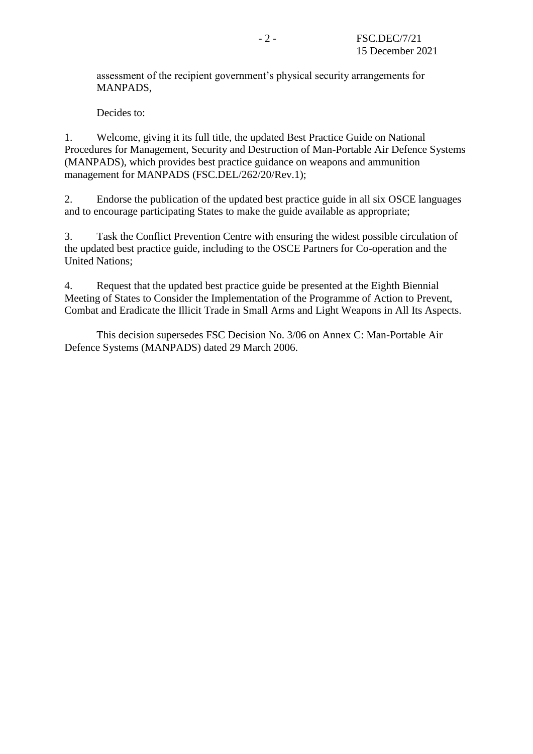assessment of the recipient government's physical security arrangements for MANPADS,

Decides to:

1. Welcome, giving it its full title, the updated Best Practice Guide on National Procedures for Management, Security and Destruction of Man-Portable Air Defence Systems (MANPADS), which provides best practice guidance on weapons and ammunition management for MANPADS (FSC.DEL/262/20/Rev.1);

2. Endorse the publication of the updated best practice guide in all six OSCE languages and to encourage participating States to make the guide available as appropriate;

3. Task the Conflict Prevention Centre with ensuring the widest possible circulation of the updated best practice guide, including to the OSCE Partners for Co-operation and the United Nations;

4. Request that the updated best practice guide be presented at the Eighth Biennial Meeting of States to Consider the Implementation of the Programme of Action to Prevent, Combat and Eradicate the Illicit Trade in Small Arms and Light Weapons in All Its Aspects.

This decision supersedes FSC Decision No. 3/06 on Annex C: Man-Portable Air Defence Systems (MANPADS) dated 29 March 2006.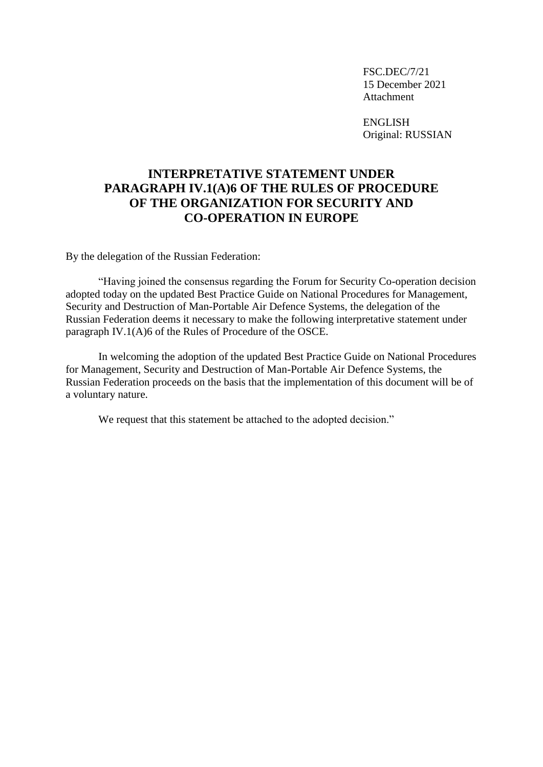FSC.DEC/7/21
15 December 2021
Attachment

ENGLISH
Original: RUSSIAN

# INTERPRETATIVE STATEMENT UNDER PARAGRAPH IV.1(A)6 OF THE RULES OF PROCEDURE OF THE ORGANIZATION FOR SECURITY AND CO-OPERATION IN EUROPE

By the delegation of the Russian Federation:

"Having joined the consensus regarding the Forum for Security Co-operation decision adopted today on the updated Best Practice Guide on National Procedures for Management, Security and Destruction of Man-Portable Air Defence Systems, the delegation of the Russian Federation deems it necessary to make the following interpretative statement under paragraph IV.1(A)6 of the Rules of Procedure of the OSCE.

In welcoming the adoption of the updated Best Practice Guide on National Procedures for Management, Security and Destruction of Man-Portable Air Defence Systems, the Russian Federation proceeds on the basis that the implementation of this document will be of a voluntary nature.

We request that this statement be attached to the adopted decision."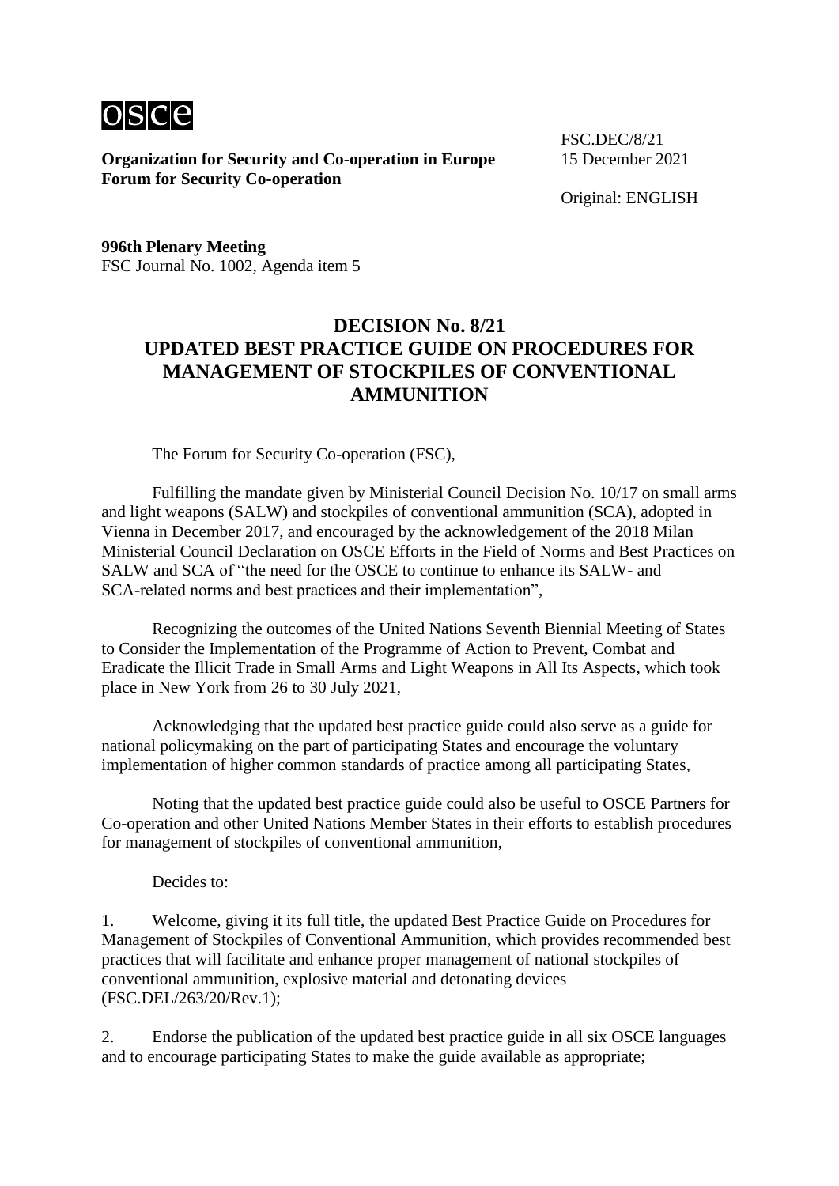Organization for Security and Co-operation in Europe
Forum for Security Co-operation

FSC.DEC/8/21
15 December 2021

Original: ENGLISH

**996th Plenary Meeting**
FSC Journal No. 1002, Agenda item 5

# DECISION No. 8/21
# UPDATED BEST PRACTICE GUIDE ON PROCEDURES FOR MANAGEMENT OF STOCKPILES OF CONVENTIONAL AMMUNITION

The Forum for Security Co-operation (FSC),

Fulfilling the mandate given by Ministerial Council Decision No. 10/17 on small arms and light weapons (SALW) and stockpiles of conventional ammunition (SCA), adopted in Vienna in December 2017, and encouraged by the acknowledgement of the 2018 Milan Ministerial Council Declaration on OSCE Efforts in the Field of Norms and Best Practices on SALW and SCA of "the need for the OSCE to continue to enhance its SALW- and SCA-related norms and best practices and their implementation",

Recognizing the outcomes of the United Nations Seventh Biennial Meeting of States to Consider the Implementation of the Programme of Action to Prevent, Combat and Eradicate the Illicit Trade in Small Arms and Light Weapons in All Its Aspects, which took place in New York from 26 to 30 July 2021,

Acknowledging that the updated best practice guide could also serve as a guide for national policymaking on the part of participating States and encourage the voluntary implementation of higher common standards of practice among all participating States,

Noting that the updated best practice guide could also be useful to OSCE Partners for Co-operation and other United Nations Member States in their efforts to establish procedures for management of stockpiles of conventional ammunition,

Decides to:

1. Welcome, giving it its full title, the updated Best Practice Guide on Procedures for Management of Stockpiles of Conventional Ammunition, which provides recommended best practices that will facilitate and enhance proper management of national stockpiles of conventional ammunition, explosive material and detonating devices (FSC.DEL/263/20/Rev.1);

2. Endorse the publication of the updated best practice guide in all six OSCE languages and to encourage participating States to make the guide available as appropriate;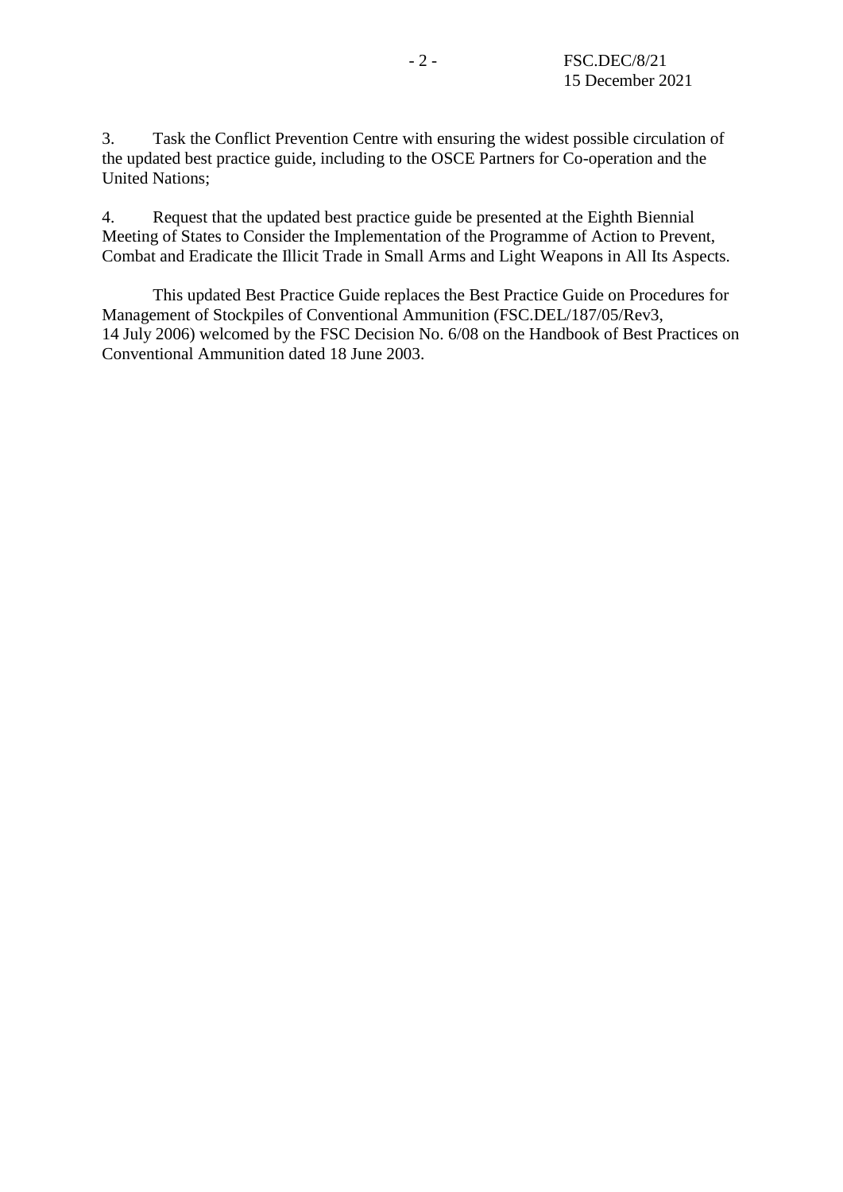3. Task the Conflict Prevention Centre with ensuring the widest possible circulation of the updated best practice guide, including to the OSCE Partners for Co-operation and the United Nations;

4. Request that the updated best practice guide be presented at the Eighth Biennial Meeting of States to Consider the Implementation of the Programme of Action to Prevent, Combat and Eradicate the Illicit Trade in Small Arms and Light Weapons in All Its Aspects.

This updated Best Practice Guide replaces the Best Practice Guide on Procedures for Management of Stockpiles of Conventional Ammunition (FSC.DEL/187/05/Rev3, 14 July 2006) welcomed by the FSC Decision No. 6/08 on the Handbook of Best Practices on Conventional Ammunition dated 18 June 2003.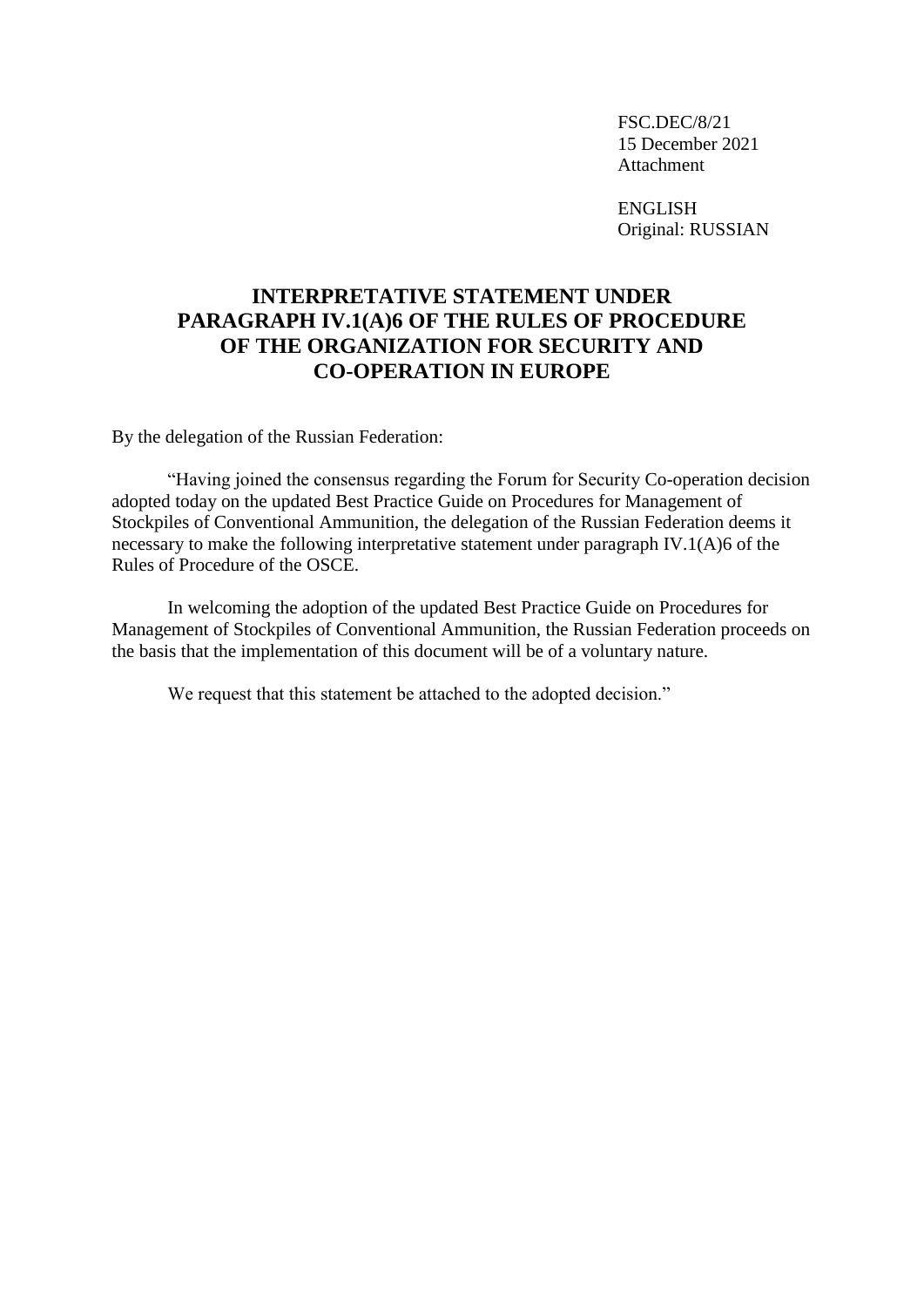FSC.DEC/8/21
15 December 2021
Attachment

ENGLISH
Original: RUSSIAN

# INTERPRETATIVE STATEMENT UNDER PARAGRAPH IV.1(A)6 OF THE RULES OF PROCEDURE OF THE ORGANIZATION FOR SECURITY AND CO-OPERATION IN EUROPE

By the delegation of the Russian Federation:

"Having joined the consensus regarding the Forum for Security Co-operation decision adopted today on the updated Best Practice Guide on Procedures for Management of Stockpiles of Conventional Ammunition, the delegation of the Russian Federation deems it necessary to make the following interpretative statement under paragraph IV.1(A)6 of the Rules of Procedure of the OSCE.

In welcoming the adoption of the updated Best Practice Guide on Procedures for Management of Stockpiles of Conventional Ammunition, the Russian Federation proceeds on the basis that the implementation of this document will be of a voluntary nature.

We request that this statement be attached to the adopted decision."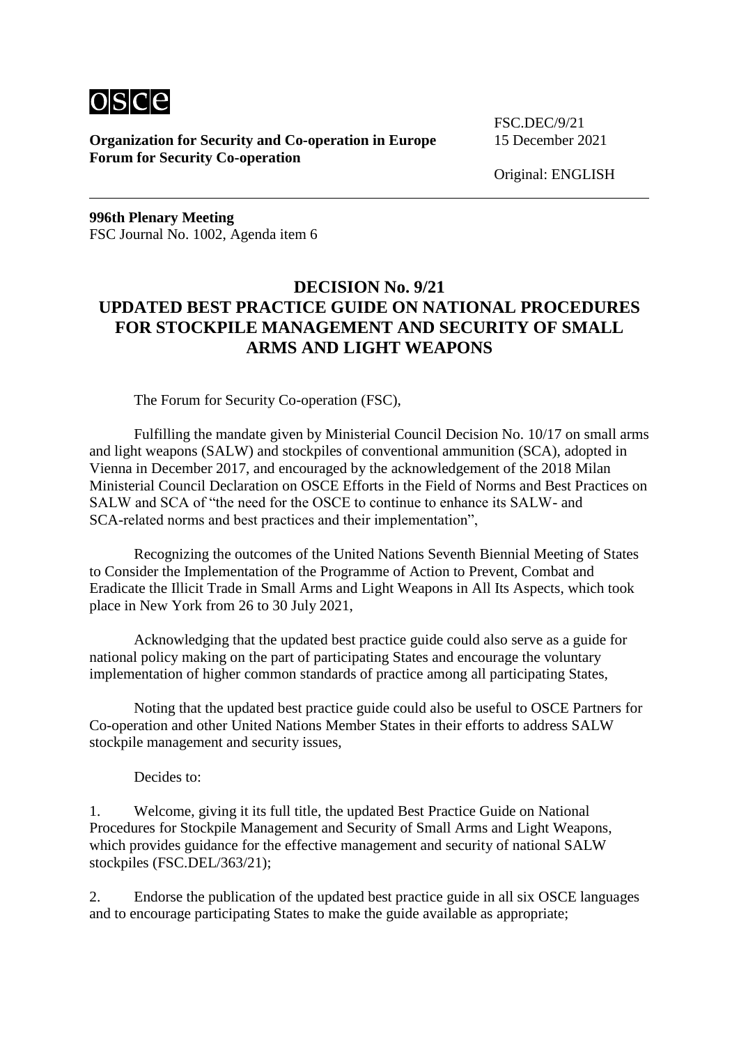osce

**Organization for Security and Co-operation in Europe**
**Forum for Security Co-operation**

FSC.DEC/9/21
15 December 2021

Original: ENGLISH

**996th Plenary Meeting**
FSC Journal No. 1002, Agenda item 6

## DECISION No. 9/21
## UPDATED BEST PRACTICE GUIDE ON NATIONAL PROCEDURES FOR STOCKPILE MANAGEMENT AND SECURITY OF SMALL ARMS AND LIGHT WEAPONS

The Forum for Security Co-operation (FSC),

Fulfilling the mandate given by Ministerial Council Decision No. 10/17 on small arms and light weapons (SALW) and stockpiles of conventional ammunition (SCA), adopted in Vienna in December 2017, and encouraged by the acknowledgement of the 2018 Milan Ministerial Council Declaration on OSCE Efforts in the Field of Norms and Best Practices on SALW and SCA of "the need for the OSCE to continue to enhance its SALW- and SCA-related norms and best practices and their implementation",

Recognizing the outcomes of the United Nations Seventh Biennial Meeting of States to Consider the Implementation of the Programme of Action to Prevent, Combat and Eradicate the Illicit Trade in Small Arms and Light Weapons in All Its Aspects, which took place in New York from 26 to 30 July 2021,

Acknowledging that the updated best practice guide could also serve as a guide for national policy making on the part of participating States and encourage the voluntary implementation of higher common standards of practice among all participating States,

Noting that the updated best practice guide could also be useful to OSCE Partners for Co-operation and other United Nations Member States in their efforts to address SALW stockpile management and security issues,

Decides to:

1. Welcome, giving it its full title, the updated Best Practice Guide on National Procedures for Stockpile Management and Security of Small Arms and Light Weapons, which provides guidance for the effective management and security of national SALW stockpiles (FSC.DEL/363/21);

2. Endorse the publication of the updated best practice guide in all six OSCE languages and to encourage participating States to make the guide available as appropriate;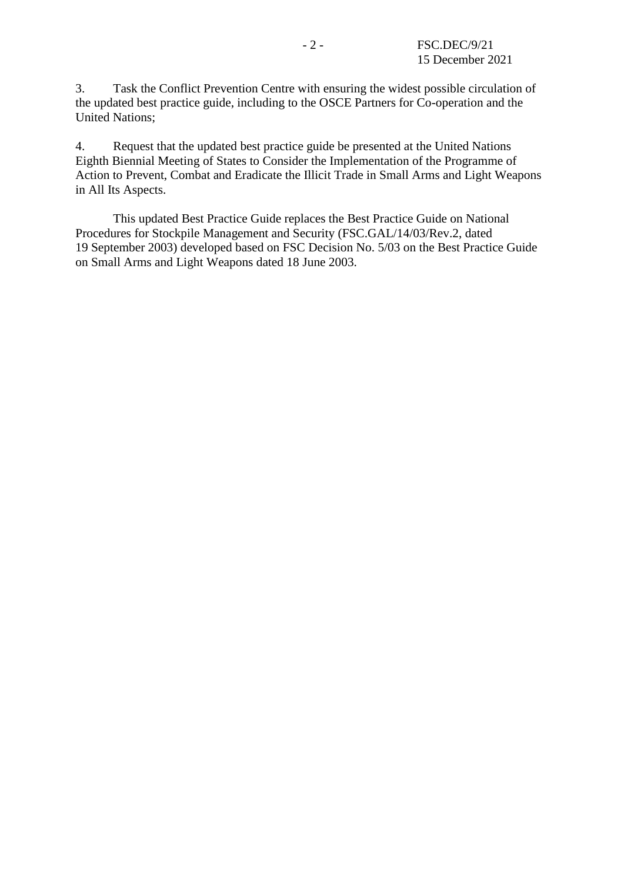3. Task the Conflict Prevention Centre with ensuring the widest possible circulation of the updated best practice guide, including to the OSCE Partners for Co-operation and the United Nations;

4. Request that the updated best practice guide be presented at the United Nations Eighth Biennial Meeting of States to Consider the Implementation of the Programme of Action to Prevent, Combat and Eradicate the Illicit Trade in Small Arms and Light Weapons in All Its Aspects.

This updated Best Practice Guide replaces the Best Practice Guide on National Procedures for Stockpile Management and Security (FSC.GAL/14/03/Rev.2, dated 19 September 2003) developed based on FSC Decision No. 5/03 on the Best Practice Guide on Small Arms and Light Weapons dated 18 June 2003.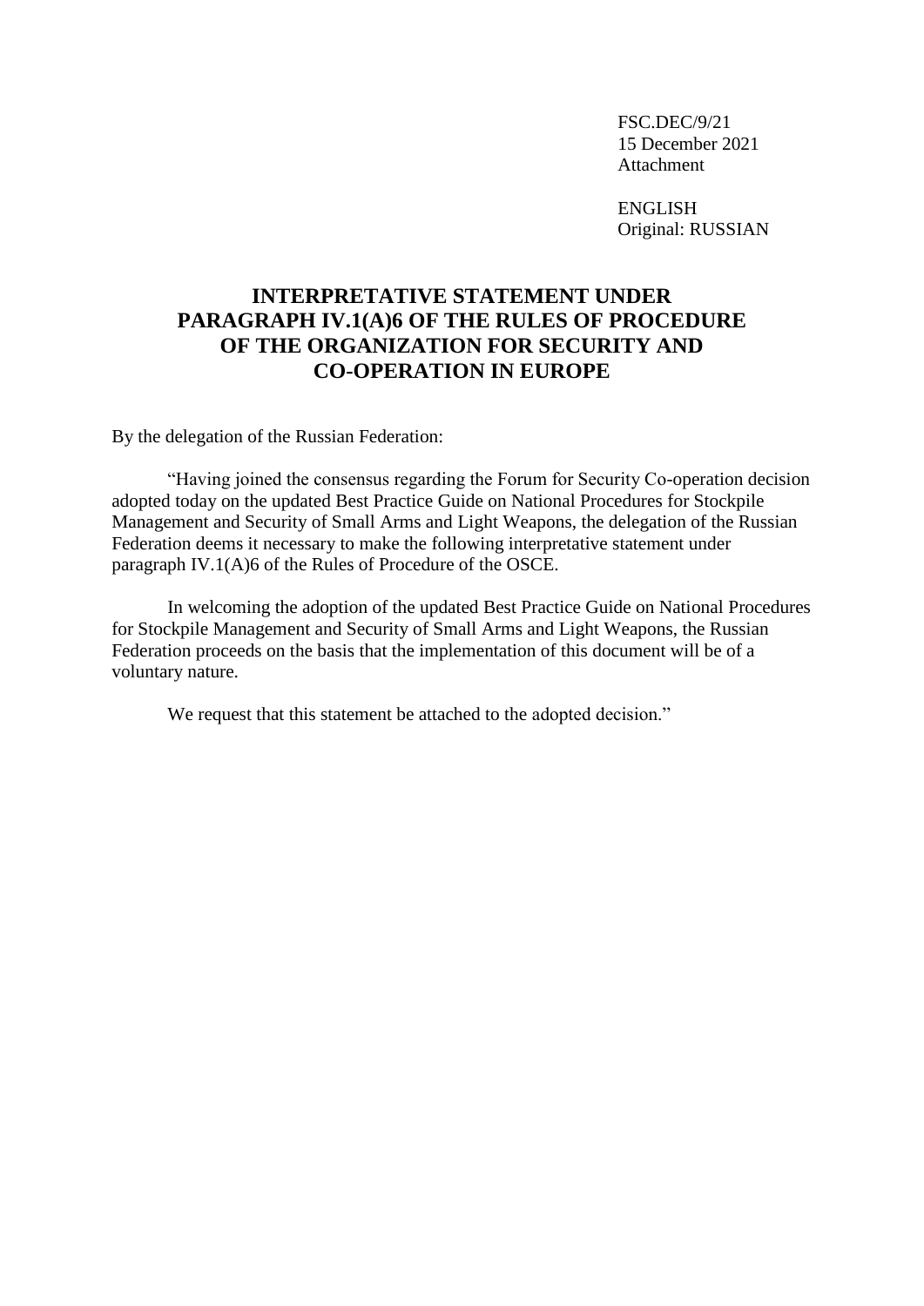FSC.DEC/9/21
15 December 2021
Attachment

ENGLISH
Original: RUSSIAN

# INTERPRETATIVE STATEMENT UNDER PARAGRAPH IV.1(A)6 OF THE RULES OF PROCEDURE OF THE ORGANIZATION FOR SECURITY AND CO-OPERATION IN EUROPE

By the delegation of the Russian Federation:

"Having joined the consensus regarding the Forum for Security Co-operation decision adopted today on the updated Best Practice Guide on National Procedures for Stockpile Management and Security of Small Arms and Light Weapons, the delegation of the Russian Federation deems it necessary to make the following interpretative statement under paragraph IV.1(A)6 of the Rules of Procedure of the OSCE.

In welcoming the adoption of the updated Best Practice Guide on National Procedures for Stockpile Management and Security of Small Arms and Light Weapons, the Russian Federation proceeds on the basis that the implementation of this document will be of a voluntary nature.

We request that this statement be attached to the adopted decision."